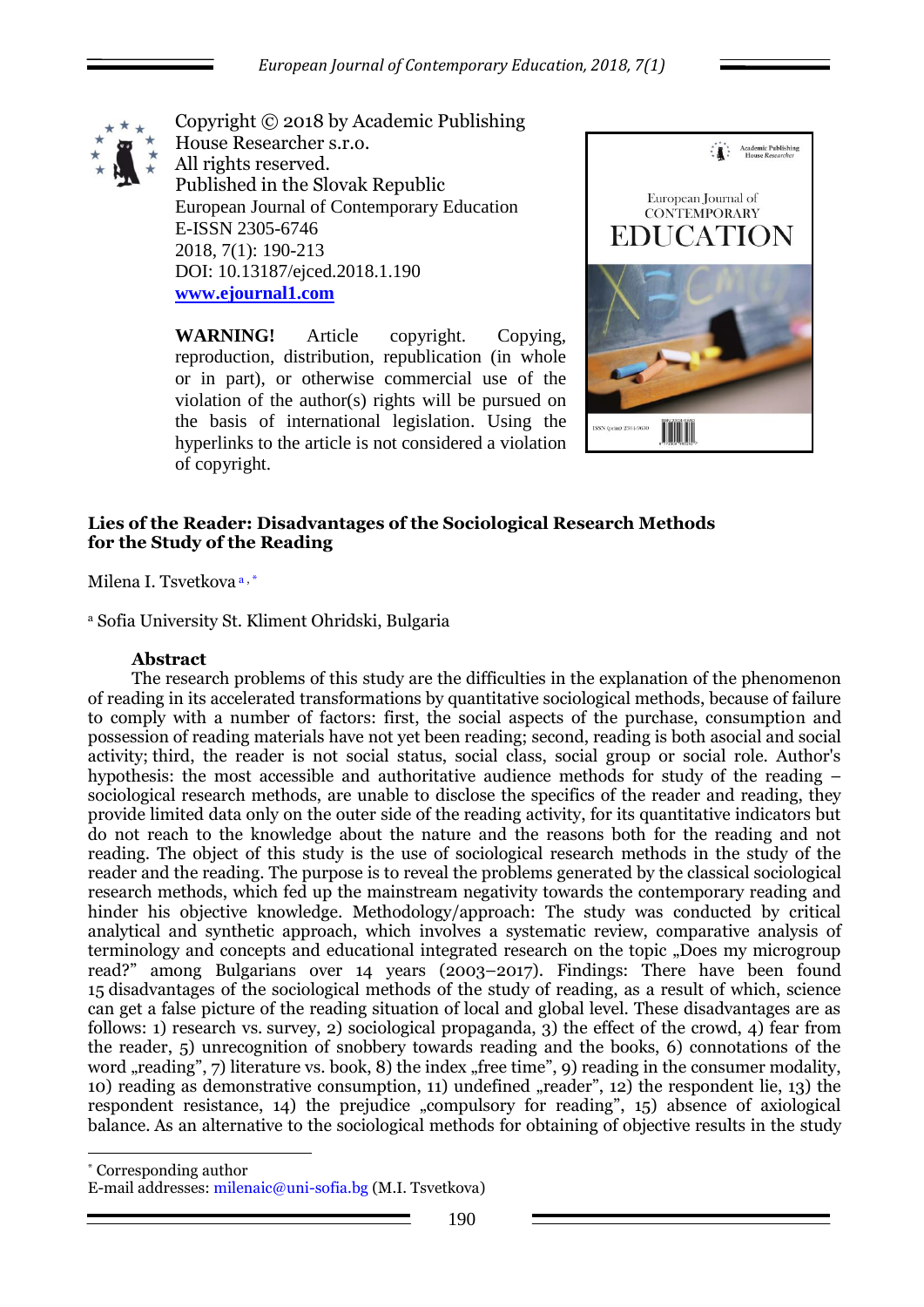Copyright © 2018 by Academic Publishing House Researcher s.r.o.
All rights reserved.
Published in the Slovak Republic
European Journal of Contemporary Education
E-ISSN 2305-6746
2018, 7(1): 190-213
DOI: 10.13187/ejced.2018.1.190
**www.ejournal1.com**

**WARNING!** Article copyright. Copying, reproduction, distribution, republication (in whole or in part), or otherwise commercial use of the violation of the author(s) rights will be pursued on the basis of international legislation. Using the hyperlinks to the article is not considered a violation of copyright.

# Lies of the Reader: Disadvantages of the Sociological Research Methods for the Study of the Reading

Milena I. Tsvetkova [a, *]

[a] Sofia University St. Kliment Ohridski, Bulgaria

## Abstract

The research problems of this study are the difficulties in the explanation of the phenomenon of reading in its accelerated transformations by quantitative sociological methods, because of failure to comply with a number of factors: first, the social aspects of the purchase, consumption and possession of reading materials have not yet been reading; second, reading is both asocial and social activity; third, the reader is not social status, social class, social group or social role. Author's hypothesis: the most accessible and authoritative audience methods for study of the reading – sociological research methods, are unable to disclose the specifics of the reader and reading, they provide limited data only on the outer side of the reading activity, for its quantitative indicators but do not reach to the knowledge about the nature and the reasons both for the reading and not reading. The object of this study is the use of sociological research methods in the study of the reader and the reading. The purpose is to reveal the problems generated by the classical sociological research methods, which fed up the mainstream negativity towards the contemporary reading and hinder his objective knowledge. Methodology/approach: The study was conducted by critical analytical and synthetic approach, which involves a systematic review, comparative analysis of terminology and concepts and educational integrated research on the topic „Does my microgroup read?" among Bulgarians over 14 years (2003–2017). Findings: There have been found 15 disadvantages of the sociological methods of the study of reading, as a result of which, science can get a false picture of the reading situation of local and global level. These disadvantages are as follows: 1) research vs. survey, 2) sociological propaganda, 3) the effect of the crowd, 4) fear from the reader, 5) unrecognition of snobbery towards reading and the books, 6) connotations of the word „reading", 7) literature vs. book, 8) the index „free time", 9) reading in the consumer modality, 10) reading as demonstrative consumption, 11) undefined „reader", 12) the respondent lie, 13) the respondent resistance, 14) the prejudice „compulsory for reading", 15) absence of axiological balance. As an alternative to the sociological methods for obtaining of objective results in the study

---

[*] Corresponding author
E-mail addresses: milenaic@uni-sofia.bg (M.I. Tsvetkova)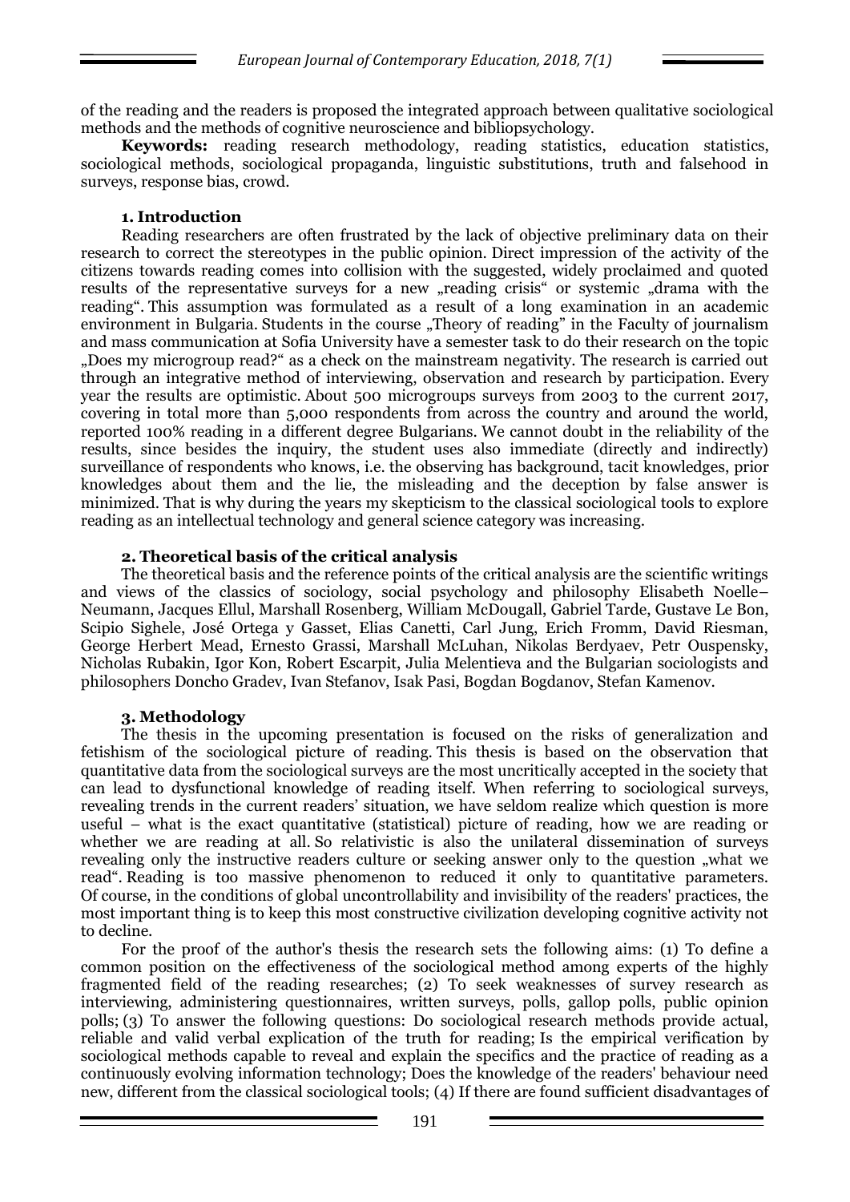of the reading and the readers is proposed the integrated approach between qualitative sociological methods and the methods of cognitive neuroscience and bibliopsychology.

**Keywords:** reading research methodology, reading statistics, education statistics, sociological methods, sociological propaganda, linguistic substitutions, truth and falsehood in surveys, response bias, crowd.

## 1. Introduction

Reading researchers are often frustrated by the lack of objective preliminary data on their research to correct the stereotypes in the public opinion. Direct impression of the activity of the citizens towards reading comes into collision with the suggested, widely proclaimed and quoted results of the representative surveys for a new „reading crisis" or systemic „drama with the reading". This assumption was formulated as a result of a long examination in an academic environment in Bulgaria. Students in the course „Theory of reading" in the Faculty of journalism and mass communication at Sofia University have a semester task to do their research on the topic „Does my microgroup read?" as a check on the mainstream negativity. The research is carried out through an integrative method of interviewing, observation and research by participation. Every year the results are optimistic. About 500 microgroups surveys from 2003 to the current 2017, covering in total more than 5,000 respondents from across the country and around the world, reported 100% reading in a different degree Bulgarians. We cannot doubt in the reliability of the results, since besides the inquiry, the student uses also immediate (directly and indirectly) surveillance of respondents who knows, i.e. the observing has background, tacit knowledges, prior knowledges about them and the lie, the misleading and the deception by false answer is minimized. That is why during the years my skepticism to the classical sociological tools to explore reading as an intellectual technology and general science category was increasing.

## 2. Theoretical basis of the critical analysis

The theoretical basis and the reference points of the critical analysis are the scientific writings and views of the classics of sociology, social psychology and philosophy Elisabeth Noelle–Neumann, Jacques Ellul, Marshall Rosenberg, William McDougall, Gabriel Tarde, Gustave Le Bon, Scipio Sighele, José Ortega y Gasset, Elias Canetti, Carl Jung, Erich Fromm, David Riesman, George Herbert Mead, Ernesto Grassi, Marshall McLuhan, Nikolas Berdyaev, Petr Ouspensky, Nicholas Rubakin, Igor Kon, Robert Escarpit, Julia Melentieva and the Bulgarian sociologists and philosophers Doncho Gradev, Ivan Stefanov, Isak Pasi, Bogdan Bogdanov, Stefan Kamenov.

## 3. Methodology

The thesis in the upcoming presentation is focused on the risks of generalization and fetishism of the sociological picture of reading. This thesis is based on the observation that quantitative data from the sociological surveys are the most uncritically accepted in the society that can lead to dysfunctional knowledge of reading itself. When referring to sociological surveys, revealing trends in the current readers' situation, we have seldom realize which question is more useful – what is the exact quantitative (statistical) picture of reading, how we are reading or whether we are reading at all. So relativistic is also the unilateral dissemination of surveys revealing only the instructive readers culture or seeking answer only to the question „what we read". Reading is too massive phenomenon to reduced it only to quantitative parameters. Of course, in the conditions of global uncontrollability and invisibility of the readers' practices, the most important thing is to keep this most constructive civilization developing cognitive activity not to decline.

For the proof of the author's thesis the research sets the following aims: (1) To define a common position on the effectiveness of the sociological method among experts of the highly fragmented field of the reading researches; (2) To seek weaknesses of survey research as interviewing, administering questionnaires, written surveys, polls, gallop polls, public opinion polls; (3) To answer the following questions: Do sociological research methods provide actual, reliable and valid verbal explication of the truth for reading; Is the empirical verification by sociological methods capable to reveal and explain the specifics and the practice of reading as a continuously evolving information technology; Does the knowledge of the readers' behaviour need new, different from the classical sociological tools; (4) If there are found sufficient disadvantages of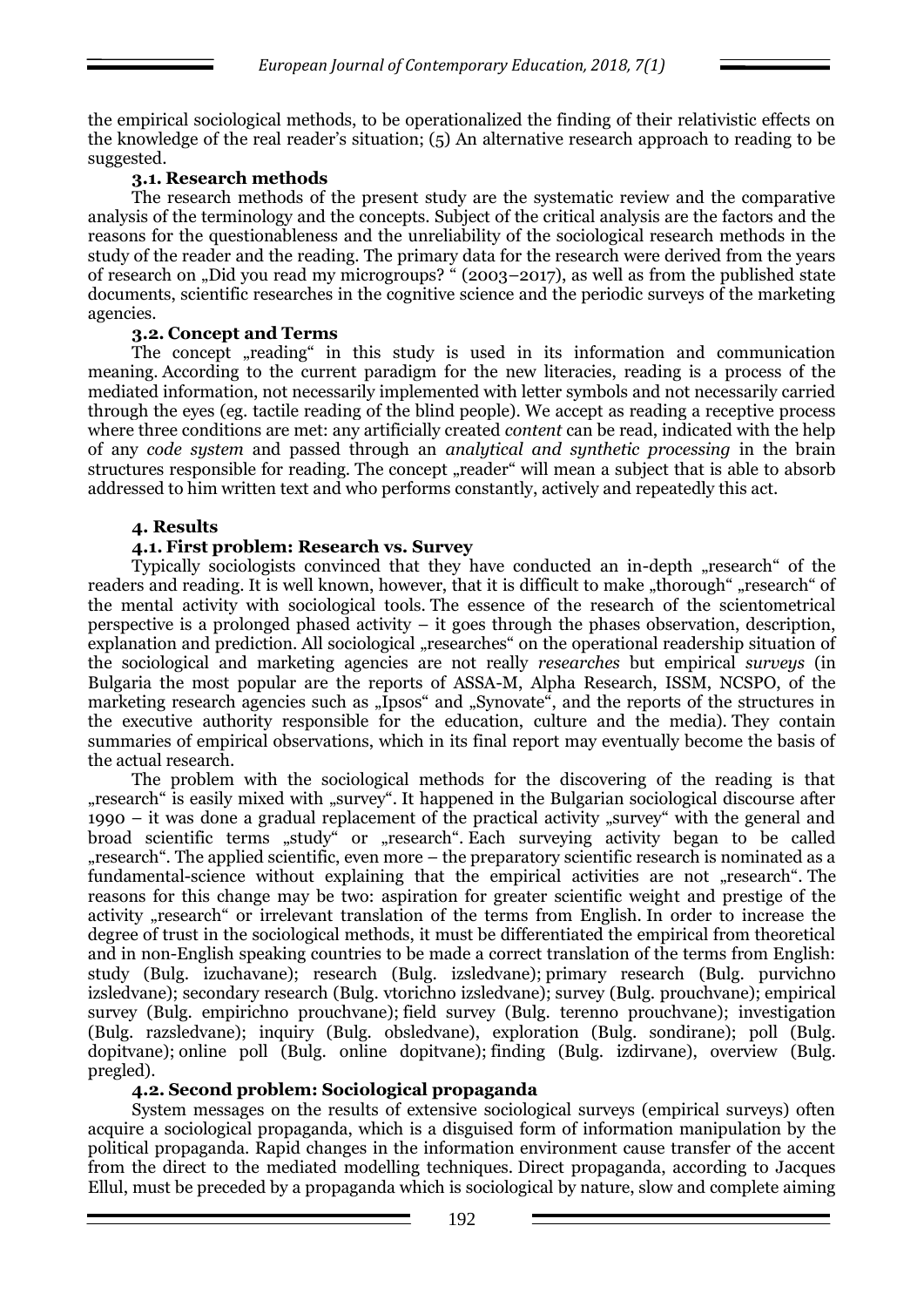the empirical sociological methods, to be operationalized the finding of their relativistic effects on the knowledge of the real reader's situation; (5) An alternative research approach to reading to be suggested.

### 3.1. Research methods

The research methods of the present study are the systematic review and the comparative analysis of the terminology and the concepts. Subject of the critical analysis are the factors and the reasons for the questionableness and the unreliability of the sociological research methods in the study of the reader and the reading. The primary data for the research were derived from the years of research on „Did you read my microgroups? " (2003–2017), as well as from the published state documents, scientific researches in the cognitive science and the periodic surveys of the marketing agencies.

### 3.2. Concept and Terms

The concept „reading" in this study is used in its information and communication meaning. According to the current paradigm for the new literacies, reading is a process of the mediated information, not necessarily implemented with letter symbols and not necessarily carried through the eyes (eg. tactile reading of the blind people). We accept as reading a receptive process where three conditions are met: any artificially created *content* can be read, indicated with the help of any *code system* and passed through an *analytical and synthetic processing* in the brain structures responsible for reading. The concept „reader" will mean a subject that is able to absorb addressed to him written text and who performs constantly, actively and repeatedly this act.

## 4. Results

### 4.1. First problem: Research vs. Survey

Typically sociologists convinced that they have conducted an in-depth „research" of the readers and reading. It is well known, however, that it is difficult to make „thorough" „research" of the mental activity with sociological tools. The essence of the research of the scientometrical perspective is a prolonged phased activity – it goes through the phases observation, description, explanation and prediction. All sociological „researches" on the operational readership situation of the sociological and marketing agencies are not really *researches* but empirical *surveys* (in Bulgaria the most popular are the reports of ASSA-M, Alpha Research, ISSM, NCSPO, of the marketing research agencies such as „Ipsos" and „Synovate", and the reports of the structures in the executive authority responsible for the education, culture and the media). They contain summaries of empirical observations, which in its final report may eventually become the basis of the actual research.

The problem with the sociological methods for the discovering of the reading is that „research" is easily mixed with „survey". It happened in the Bulgarian sociological discourse after 1990 – it was done a gradual replacement of the practical activity „survey" with the general and broad scientific terms „study" or „research". Each surveying activity began to be called „research". The applied scientific, even more – the preparatory scientific research is nominated as a fundamental-science without explaining that the empirical activities are not „research". The reasons for this change may be two: aspiration for greater scientific weight and prestige of the activity „research" or irrelevant translation of the terms from English. In order to increase the degree of trust in the sociological methods, it must be differentiated the empirical from theoretical and in non-English speaking countries to be made a correct translation of the terms from English: study (Bulg. izuchavane); research (Bulg. izsledvane); primary research (Bulg. purvichno izsledvane); secondary research (Bulg. vtorichno izsledvane); survey (Bulg. prouchvane); empirical survey (Bulg. empirichno prouchvane); field survey (Bulg. terenno prouchvane); investigation (Bulg. razsledvane); inquiry (Bulg. obsledvane), exploration (Bulg. sondirane); poll (Bulg. dopitvane); online poll (Bulg. online dopitvane); finding (Bulg. izdirvane), overview (Bulg. pregled).

### 4.2. Second problem: Sociological propaganda

System messages on the results of extensive sociological surveys (empirical surveys) often acquire a sociological propaganda, which is a disguised form of information manipulation by the political propaganda. Rapid changes in the information environment cause transfer of the accent from the direct to the mediated modelling techniques. Direct propaganda, according to Jacques Ellul, must be preceded by a propaganda which is sociological by nature, slow and complete aiming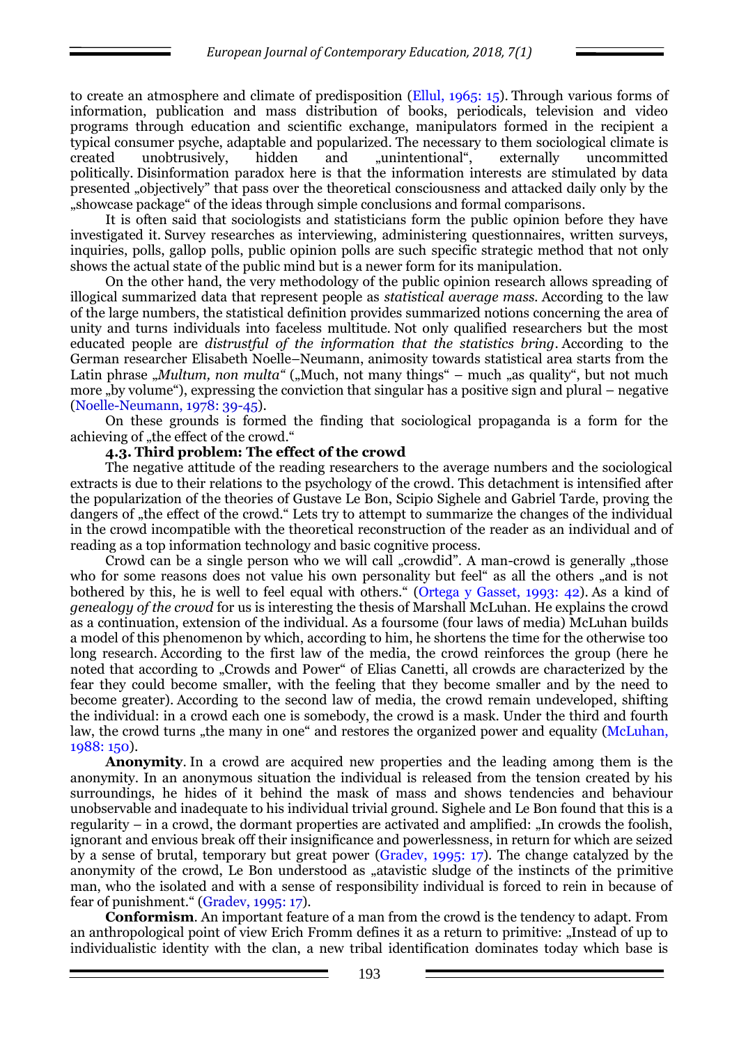to create an atmosphere and climate of predisposition (Ellul, 1965: 15). Through various forms of information, publication and mass distribution of books, periodicals, television and video programs through education and scientific exchange, manipulators formed in the recipient a typical consumer psyche, adaptable and popularized. The necessary to them sociological climate is created unobtrusively, hidden and „unintentional", externally uncommitted politically. Disinformation paradox here is that the information interests are stimulated by data presented „objectively" that pass over the theoretical consciousness and attacked daily only by the „showcase package" of the ideas through simple conclusions and formal comparisons.

It is often said that sociologists and statisticians form the public opinion before they have investigated it. Survey researches as interviewing, administering questionnaires, written surveys, inquiries, polls, gallop polls, public opinion polls are such specific strategic method that not only shows the actual state of the public mind but is a newer form for its manipulation.

On the other hand, the very methodology of the public opinion research allows spreading of illogical summarized data that represent people as *statistical average mass*. According to the law of the large numbers, the statistical definition provides summarized notions concerning the area of unity and turns individuals into faceless multitude. Not only qualified researchers but the most educated people are *distrustful of the information that the statistics bring*. According to the German researcher Elisabeth Noelle–Neumann, animosity towards statistical area starts from the Latin phrase „*Multum, non multa*" („Much, not many things" – much „as quality", but not much more „by volume"), expressing the conviction that singular has a positive sign and plural – negative (Noelle-Neumann, 1978: 39-45).

On these grounds is formed the finding that sociological propaganda is a form for the achieving of „the effect of the crowd."

### 4.3. Third problem: The effect of the crowd

The negative attitude of the reading researchers to the average numbers and the sociological extracts is due to their relations to the psychology of the crowd. This detachment is intensified after the popularization of the theories of Gustave Le Bon, Scipio Sighele and Gabriel Tarde, proving the dangers of „the effect of the crowd." Lets try to attempt to summarize the changes of the individual in the crowd incompatible with the theoretical reconstruction of the reader as an individual and of reading as a top information technology and basic cognitive process.

Crowd can be a single person who we will call „crowdid". A man-crowd is generally „those who for some reasons does not value his own personality but feel" as all the others „and is not bothered by this, he is well to feel equal with others." (Ortega y Gasset, 1993: 42). As a kind of *genealogy of the crowd* for us is interesting the thesis of Marshall McLuhan. He explains the crowd as a continuation, extension of the individual. As a foursome (four laws of media) McLuhan builds a model of this phenomenon by which, according to him, he shortens the time for the otherwise too long research. According to the first law of the media, the crowd reinforces the group (here he noted that according to „Crowds and Power" of Elias Canetti, all crowds are characterized by the fear they could become smaller, with the feeling that they become smaller and by the need to become greater). According to the second law of media, the crowd remain undeveloped, shifting the individual: in a crowd each one is somebody, the crowd is a mask. Under the third and fourth law, the crowd turns „the many in one" and restores the organized power and equality (McLuhan, 1988: 150).

**Anonymity**. In a crowd are acquired new properties and the leading among them is the anonymity. In an anonymous situation the individual is released from the tension created by his surroundings, he hides of it behind the mask of mass and shows tendencies and behaviour unobservable and inadequate to his individual trivial ground. Sighele and Le Bon found that this is a regularity – in a crowd, the dormant properties are activated and amplified: „In crowds the foolish, ignorant and envious break off their insignificance and powerlessness, in return for which are seized by a sense of brutal, temporary but great power (Gradev, 1995: 17). The change catalyzed by the anonymity of the crowd, Le Bon understood as „atavistic sludge of the instincts of the primitive man, who the isolated and with a sense of responsibility individual is forced to rein in because of fear of punishment." (Gradev, 1995: 17).

**Conformism**. An important feature of a man from the crowd is the tendency to adapt. From an anthropological point of view Erich Fromm defines it as a return to primitive: „Instead of up to individualistic identity with the clan, a new tribal identification dominates today which base is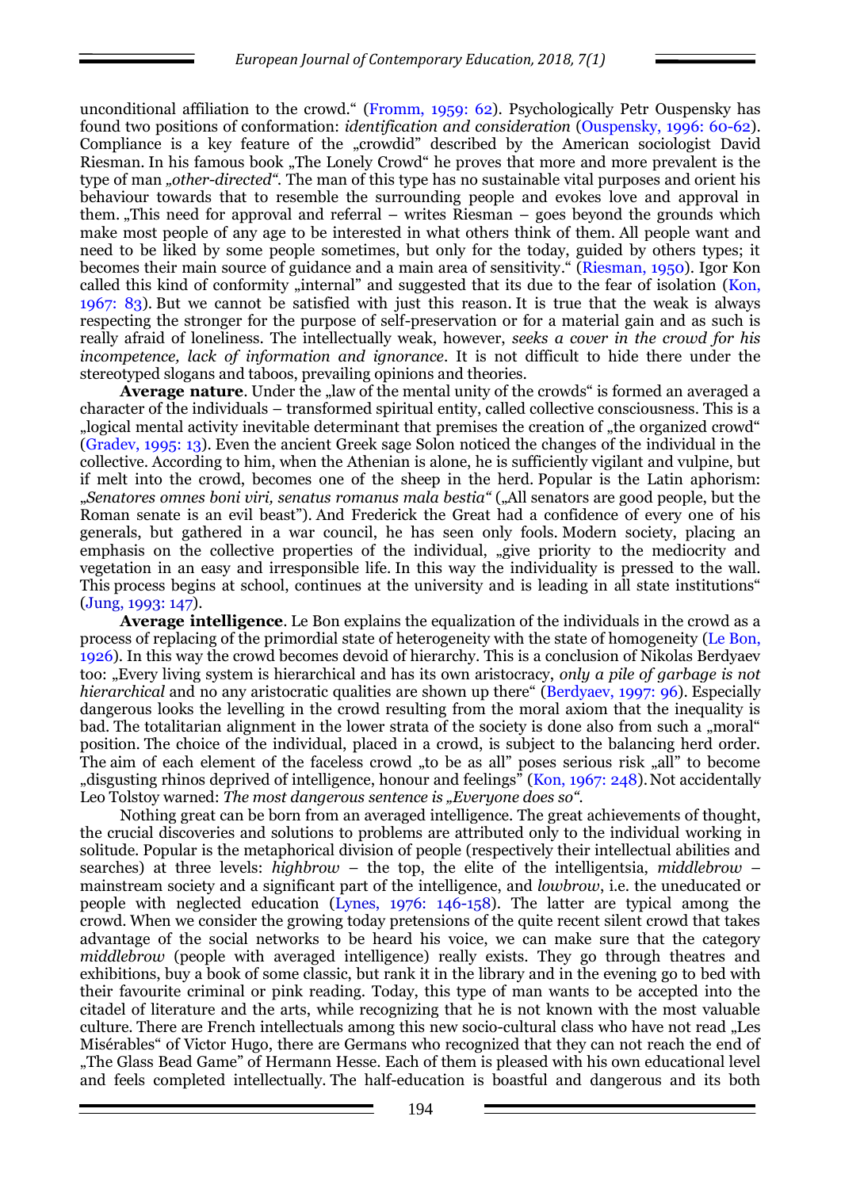unconditional affiliation to the crowd." (Fromm, 1959: 62). Psychologically Petr Ouspensky has found two positions of conformation: *identification and consideration* (Ouspensky, 1996: 60-62). Compliance is a key feature of the „crowdid" described by the American sociologist David Riesman. In his famous book „The Lonely Crowd" he proves that more and more prevalent is the type of man *„other-directed"*. The man of this type has no sustainable vital purposes and orient his behaviour towards that to resemble the surrounding people and evokes love and approval in them. „This need for approval and referral – writes Riesman – goes beyond the grounds which make most people of any age to be interested in what others think of them. All people want and need to be liked by some people sometimes, but only for the today, guided by others types; it becomes their main source of guidance and a main area of sensitivity." (Riesman, 1950). Igor Kon called this kind of conformity „internal" and suggested that its due to the fear of isolation (Kon, 1967: 83). But we cannot be satisfied with just this reason. It is true that the weak is always respecting the stronger for the purpose of self-preservation or for a material gain and as such is really afraid of loneliness. The intellectually weak, however, *seeks a cover in the crowd for his incompetence, lack of information and ignorance*. It is not difficult to hide there under the stereotyped slogans and taboos, prevailing opinions and theories.

**Average nature**. Under the „law of the mental unity of the crowds" is formed an averaged a character of the individuals – transformed spiritual entity, called collective consciousness. This is a „logical mental activity inevitable determinant that premises the creation of „the organized crowd" (Gradev, 1995: 13). Even the ancient Greek sage Solon noticed the changes of the individual in the collective. According to him, when the Athenian is alone, he is sufficiently vigilant and vulpine, but if melt into the crowd, becomes one of the sheep in the herd. Popular is the Latin aphorism: *„Senatores omnes boni viri, senatus romanus mala bestia"* („All senators are good people, but the Roman senate is an evil beast"). And Frederick the Great had a confidence of every one of his generals, but gathered in a war council, he has seen only fools. Modern society, placing an emphasis on the collective properties of the individual, „give priority to the mediocrity and vegetation in an easy and irresponsible life. In this way the individuality is pressed to the wall. This process begins at school, continues at the university and is leading in all state institutions" (Jung, 1993: 147).

**Average intelligence**. Le Bon explains the equalization of the individuals in the crowd as a process of replacing of the primordial state of heterogeneity with the state of homogeneity (Le Bon, 1926). In this way the crowd becomes devoid of hierarchy. This is a conclusion of Nikolas Berdyaev too: „Every living system is hierarchical and has its own aristocracy, *only a pile of garbage is not hierarchical* and no any aristocratic qualities are shown up there" (Berdyaev, 1997: 96). Especially dangerous looks the levelling in the crowd resulting from the moral axiom that the inequality is bad. The totalitarian alignment in the lower strata of the society is done also from such a „moral" position. The choice of the individual, placed in a crowd, is subject to the balancing herd order. The aim of each element of the faceless crowd „to be as all" poses serious risk „all" to become „disgusting rhinos deprived of intelligence, honour and feelings" (Kon, 1967: 248). Not accidentally Leo Tolstoy warned: *The most dangerous sentence is „Everyone does so"*.

Nothing great can be born from an averaged intelligence. The great achievements of thought, the crucial discoveries and solutions to problems are attributed only to the individual working in solitude. Popular is the metaphorical division of people (respectively their intellectual abilities and searches) at three levels: *highbrow* – the top, the elite of the intelligentsia, *middlebrow* – mainstream society and a significant part of the intelligence, and *lowbrow*, i.e. the uneducated or people with neglected education (Lynes, 1976: 146-158). The latter are typical among the crowd. When we consider the growing today pretensions of the quite recent silent crowd that takes advantage of the social networks to be heard his voice, we can make sure that the category *middlebrow* (people with averaged intelligence) really exists. They go through theatres and exhibitions, buy a book of some classic, but rank it in the library and in the evening go to bed with their favourite criminal or pink reading. Today, this type of man wants to be accepted into the citadel of literature and the arts, while recognizing that he is not known with the most valuable culture. There are French intellectuals among this new socio-cultural class who have not read „Les Misérables" of Victor Hugo, there are Germans who recognized that they can not reach the end of „The Glass Bead Game" of Hermann Hesse. Each of them is pleased with his own educational level and feels completed intellectually. The half-education is boastful and dangerous and its both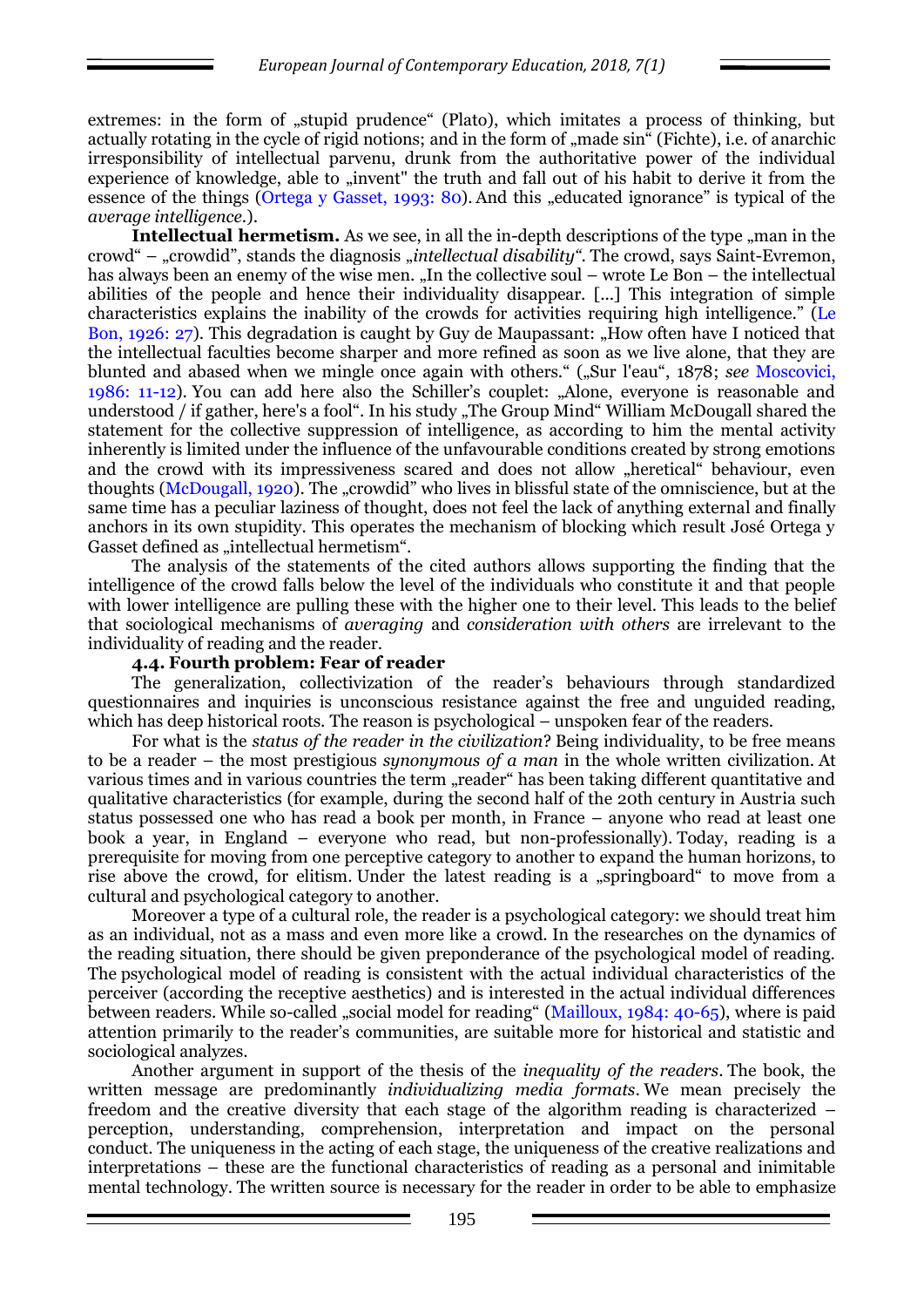extremes: in the form of „stupid prudence" (Plato), which imitates a process of thinking, but actually rotating in the cycle of rigid notions; and in the form of „made sin" (Fichte), i.e. of anarchic irresponsibility of intellectual parvenu, drunk from the authoritative power of the individual experience of knowledge, able to „invent" the truth and fall out of his habit to derive it from the essence of the things (Ortega y Gasset, 1993: 80). And this „educated ignorance" is typical of the *average intelligence*.).

**Intellectual hermetism.** As we see, in all the in-depth descriptions of the type „man in the crowd" – „crowdid", stands the diagnosis *„intellectual disability"*. The crowd, says Saint-Evremon, has always been an enemy of the wise men. „In the collective soul – wrote Le Bon – the intellectual abilities of the people and hence their individuality disappear. [...] This integration of simple characteristics explains the inability of the crowds for activities requiring high intelligence." (Le Bon, 1926: 27). This degradation is caught by Guy de Maupassant: „How often have I noticed that the intellectual faculties become sharper and more refined as soon as we live alone, that they are blunted and abased when we mingle once again with others." („Sur l'eau", 1878; *see* Moscovici, 1986: 11-12). You can add here also the Schiller's couplet: „Alone, everyone is reasonable and understood / if gather, here's a fool". In his study „The Group Mind" William McDougall shared the statement for the collective suppression of intelligence, as according to him the mental activity inherently is limited under the influence of the unfavourable conditions created by strong emotions and the crowd with its impressiveness scared and does not allow „heretical" behaviour, even thoughts (McDougall, 1920). The „crowdid" who lives in blissful state of the omniscience, but at the same time has a peculiar laziness of thought, does not feel the lack of anything external and finally anchors in its own stupidity. This operates the mechanism of blocking which result José Ortega y Gasset defined as „intellectual hermetism".

The analysis of the statements of the cited authors allows supporting the finding that the intelligence of the crowd falls below the level of the individuals who constitute it and that people with lower intelligence are pulling these with the higher one to their level. This leads to the belief that sociological mechanisms of *averaging* and *consideration with others* are irrelevant to the individuality of reading and the reader.

### 4.4. Fourth problem: Fear of reader

The generalization, collectivization of the reader's behaviours through standardized questionnaires and inquiries is unconscious resistance against the free and unguided reading, which has deep historical roots. The reason is psychological – unspoken fear of the readers.

For what is the *status of the reader in the civilization*? Being individuality, to be free means to be a reader – the most prestigious *synonymous of a man* in the whole written civilization. At various times and in various countries the term „reader" has been taking different quantitative and qualitative characteristics (for example, during the second half of the 20th century in Austria such status possessed one who has read a book per month, in France – anyone who read at least one book a year, in England – everyone who read, but non-professionally). Today, reading is a prerequisite for moving from one perceptive category to another to expand the human horizons, to rise above the crowd, for elitism. Under the latest reading is a „springboard" to move from a cultural and psychological category to another.

Moreover a type of a cultural role, the reader is a psychological category: we should treat him as an individual, not as a mass and even more like a crowd. In the researches on the dynamics of the reading situation, there should be given preponderance of the psychological model of reading. The psychological model of reading is consistent with the actual individual characteristics of the perceiver (according the receptive aesthetics) and is interested in the actual individual differences between readers. While so-called „social model for reading" (Mailloux, 1984: 40-65), where is paid attention primarily to the reader's communities, are suitable more for historical and statistic and sociological analyzes.

Another argument in support of the thesis of the *inequality of the readers*. The book, the written message are predominantly *individualizing media formats*. We mean precisely the freedom and the creative diversity that each stage of the algorithm reading is characterized – perception, understanding, comprehension, interpretation and impact on the personal conduct. The uniqueness in the acting of each stage, the uniqueness of the creative realizations and interpretations – these are the functional characteristics of reading as a personal and inimitable mental technology. The written source is necessary for the reader in order to be able to emphasize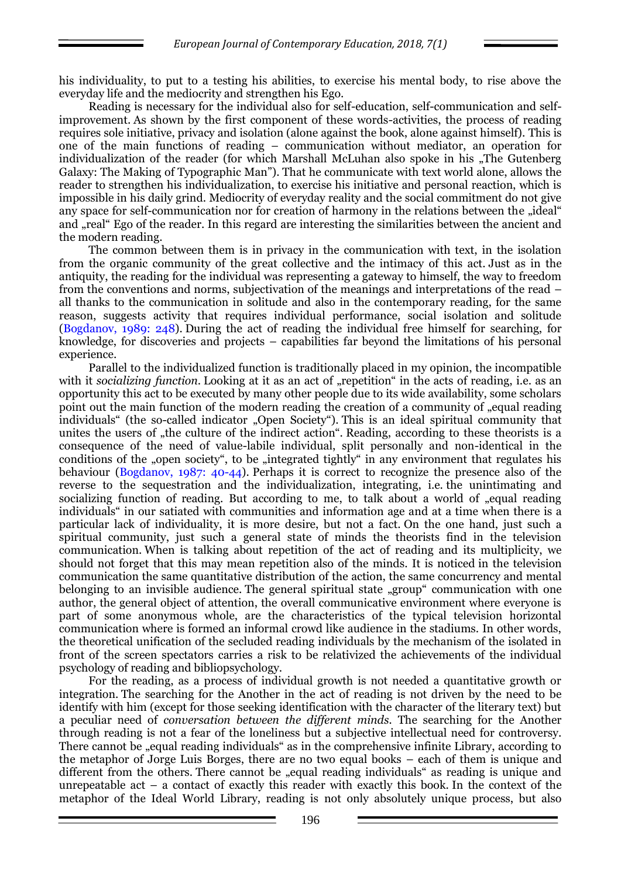his individuality, to put to a testing his abilities, to exercise his mental body, to rise above the everyday life and the mediocrity and strengthen his Ego.

Reading is necessary for the individual also for self-education, self-communication and self-improvement. As shown by the first component of these words-activities, the process of reading requires sole initiative, privacy and isolation (alone against the book, alone against himself). This is one of the main functions of reading – communication without mediator, an operation for individualization of the reader (for which Marshall McLuhan also spoke in his „The Gutenberg Galaxy: The Making of Typographic Man"). That he communicate with text world alone, allows the reader to strengthen his individualization, to exercise his initiative and personal reaction, which is impossible in his daily grind. Mediocrity of everyday reality and the social commitment do not give any space for self-communication nor for creation of harmony in the relations between the „ideal" and „real" Ego of the reader. In this regard are interesting the similarities between the ancient and the modern reading.

The common between them is in privacy in the communication with text, in the isolation from the organic community of the great collective and the intimacy of this act. Just as in the antiquity, the reading for the individual was representing a gateway to himself, the way to freedom from the conventions and norms, subjectivation of the meanings and interpretations of the read – all thanks to the communication in solitude and also in the contemporary reading, for the same reason, suggests activity that requires individual performance, social isolation and solitude (Bogdanov, 1989: 248). During the act of reading the individual free himself for searching, for knowledge, for discoveries and projects – capabilities far beyond the limitations of his personal experience.

Parallel to the individualized function is traditionally placed in my opinion, the incompatible with it *socializing function*. Looking at it as an act of „repetition" in the acts of reading, i.e. as an opportunity this act to be executed by many other people due to its wide availability, some scholars point out the main function of the modern reading the creation of a community of „equal reading individuals" (the so-called indicator „Open Society"). This is an ideal spiritual community that unites the users of „the culture of the indirect action". Reading, according to these theorists is a consequence of the need of value-labile individual, split personally and non-identical in the conditions of the „open society", to be „integrated tightly" in any environment that regulates his behaviour (Bogdanov, 1987: 40-44). Perhaps it is correct to recognize the presence also of the reverse to the sequestration and the individualization, integrating, i.e. the unintimating and socializing function of reading. But according to me, to talk about a world of „equal reading individuals" in our satiated with communities and information age and at a time when there is a particular lack of individuality, it is more desire, but not a fact. On the one hand, just such a spiritual community, just such a general state of minds the theorists find in the television communication. When is talking about repetition of the act of reading and its multiplicity, we should not forget that this may mean repetition also of the minds. It is noticed in the television communication the same quantitative distribution of the action, the same concurrency and mental belonging to an invisible audience. The general spiritual state „group" communication with one author, the general object of attention, the overall communicative environment where everyone is part of some anonymous whole, are the characteristics of the typical television horizontal communication where is formed an informal crowd like audience in the stadiums. In other words, the theoretical unification of the secluded reading individuals by the mechanism of the isolated in front of the screen spectators carries a risk to be relativized the achievements of the individual psychology of reading and bibliopsychology.

For the reading, as a process of individual growth is not needed a quantitative growth or integration. The searching for the Another in the act of reading is not driven by the need to be identify with him (except for those seeking identification with the character of the literary text) but a peculiar need of *conversation between the different minds*. The searching for the Another through reading is not a fear of the loneliness but a subjective intellectual need for controversy. There cannot be „equal reading individuals" as in the comprehensive infinite Library, according to the metaphor of Jorge Luis Borges, there are no two equal books – each of them is unique and different from the others. There cannot be „equal reading individuals" as reading is unique and unrepeatable act – a contact of exactly this reader with exactly this book. In the context of the metaphor of the Ideal World Library, reading is not only absolutely unique process, but also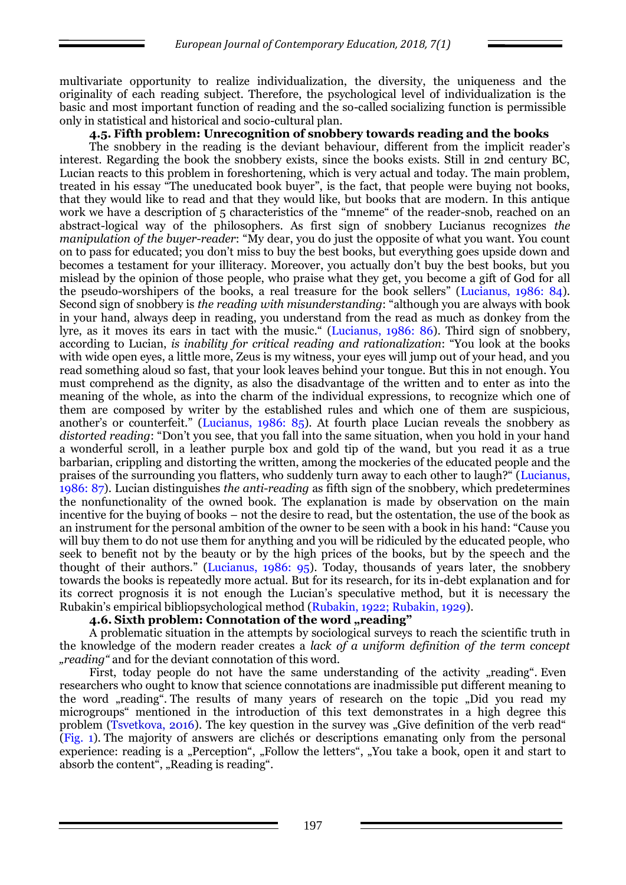multivariate opportunity to realize individualization, the diversity, the uniqueness and the originality of each reading subject. Therefore, the psychological level of individualization is the basic and most important function of reading and the so-called socializing function is permissible only in statistical and historical and socio-cultural plan.

### 4.5. Fifth problem: Unrecognition of snobbery towards reading and the books

The snobbery in the reading is the deviant behaviour, different from the implicit reader's interest. Regarding the book the snobbery exists, since the books exists. Still in 2nd century BC, Lucian reacts to this problem in foreshortening, which is very actual and today. The main problem, treated in his essay "The uneducated book buyer", is the fact, that people were buying not books, that they would like to read and that they would like, but books that are modern. In this antique work we have a description of 5 characteristics of the "mneme" of the reader-snob, reached on an abstract-logical way of the philosophers. As first sign of snobbery Lucianus recognizes *the manipulation of the buyer-reader*: "My dear, you do just the opposite of what you want. You count on to pass for educated; you don't miss to buy the best books, but everything goes upside down and becomes a testament for your illiteracy. Moreover, you actually don't buy the best books, but you mislead by the opinion of those people, who praise what they get, you become a gift of God for all the pseudo-worshipers of the books, a real treasure for the book sellers" (Lucianus, 1986: 84). Second sign of snobbery is *the reading with misunderstanding*: "although you are always with book in your hand, always deep in reading, you understand from the read as much as donkey from the lyre, as it moves its ears in tact with the music." (Lucianus, 1986: 86). Third sign of snobbery, according to Lucian, *is inability for critical reading and rationalization*: "You look at the books with wide open eyes, a little more, Zeus is my witness, your eyes will jump out of your head, and you read something aloud so fast, that your look leaves behind your tongue. But this in not enough. You must comprehend as the dignity, as also the disadvantage of the written and to enter as into the meaning of the whole, as into the charm of the individual expressions, to recognize which one of them are composed by writer by the established rules and which one of them are suspicious, another's or counterfeit." (Lucianus, 1986: 85). At fourth place Lucian reveals the snobbery as *distorted reading*: "Don't you see, that you fall into the same situation, when you hold in your hand a wonderful scroll, in a leather purple box and gold tip of the wand, but you read it as a true barbarian, crippling and distorting the written, among the mockeries of the educated people and the praises of the surrounding you flatters, who suddenly turn away to each other to laugh?" (Lucianus, 1986: 87). Lucian distinguishes *the anti-reading* as fifth sign of the snobbery, which predetermines the nonfunctionality of the owned book. The explanation is made by observation on the main incentive for the buying of books – not the desire to read, but the ostentation, the use of the book as an instrument for the personal ambition of the owner to be seen with a book in his hand: "Cause you will buy them to do not use them for anything and you will be ridiculed by the educated people, who seek to benefit not by the beauty or by the high prices of the books, but by the speech and the thought of their authors." (Lucianus, 1986: 95). Today, thousands of years later, the snobbery towards the books is repeatedly more actual. But for its research, for its in-debt explanation and for its correct prognosis it is not enough the Lucian's speculative method, but it is necessary the Rubakin's empirical bibliopsychological method (Rubakin, 1922; Rubakin, 1929).

### 4.6. Sixth problem: Connotation of the word „reading"

A problematic situation in the attempts by sociological surveys to reach the scientific truth in the knowledge of the modern reader creates a *lack of a uniform definition of the term concept „reading"* and for the deviant connotation of this word.

First, today people do not have the same understanding of the activity „reading". Even researchers who ought to know that science connotations are inadmissible put different meaning to the word „reading". The results of many years of research on the topic „Did you read my microgroups" mentioned in the introduction of this text demonstrates in a high degree this problem (Tsvetkova, 2016). The key question in the survey was „Give definition of the verb read" (Fig. 1). The majority of answers are clichés or descriptions emanating only from the personal experience: reading is a „Perception", „Follow the letters", „You take a book, open it and start to absorb the content", „Reading is reading".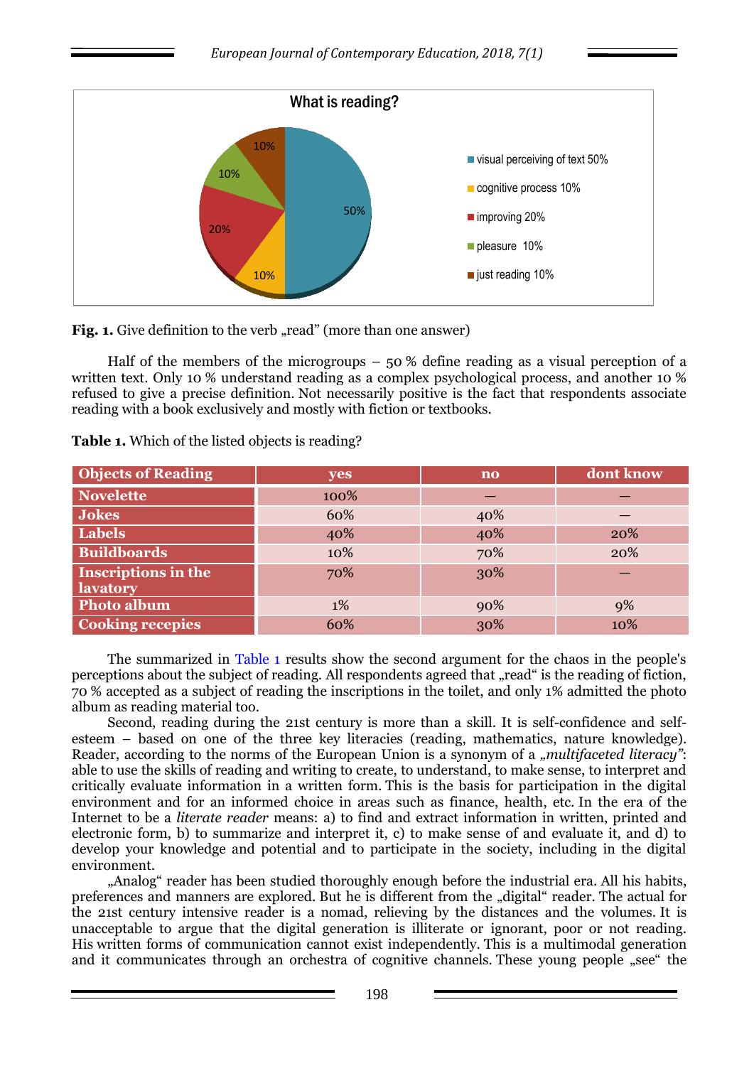**Fig. 1.** Give definition to the verb „read" (more than one answer)

Half of the members of the microgroups – 50 % define reading as a visual perception of a written text. Only 10 % understand reading as a complex psychological process, and another 10 % refused to give a precise definition. Not necessarily positive is the fact that respondents associate reading with a book exclusively and mostly with fiction or textbooks.

**Table 1.** Which of the listed objects is reading?

| Objects of Reading | yes | no | dont know |
| --- | --- | --- | --- |
| Novelette | 100% | – | – |
| Jokes | 60% | 40% | – |
| Labels | 40% | 40% | 20% |
| Buildboards | 10% | 70% | 20% |
| Inscriptions in the lavatory | 70% | 30% | – |
| Photo album | 1% | 90% | 9% |
| Cooking recepies | 60% | 30% | 10% |

The summarized in Table 1 results show the second argument for the chaos in the people's perceptions about the subject of reading. All respondents agreed that „read" is the reading of fiction, 70 % accepted as a subject of reading the inscriptions in the toilet, and only 1% admitted the photo album as reading material too.

Second, reading during the 21st century is more than a skill. It is self-confidence and self-esteem – based on one of the three key literacies (reading, mathematics, nature knowledge). Reader, according to the norms of the European Union is a synonym of a *„multifaceted literacy"*: able to use the skills of reading and writing to create, to understand, to make sense, to interpret and critically evaluate information in a written form. This is the basis for participation in the digital environment and for an informed choice in areas such as finance, health, etc. In the era of the Internet to be a *literate reader* means: a) to find and extract information in written, printed and electronic form, b) to summarize and interpret it, c) to make sense of and evaluate it, and d) to develop your knowledge and potential and to participate in the society, including in the digital environment.

„Analog" reader has been studied thoroughly enough before the industrial era. All his habits, preferences and manners are explored. But he is different from the „digital" reader. The actual for the 21st century intensive reader is a nomad, relieving by the distances and the volumes. It is unacceptable to argue that the digital generation is illiterate or ignorant, poor or not reading. His written forms of communication cannot exist independently. This is a multimodal generation and it communicates through an orchestra of cognitive channels. These young people „see" the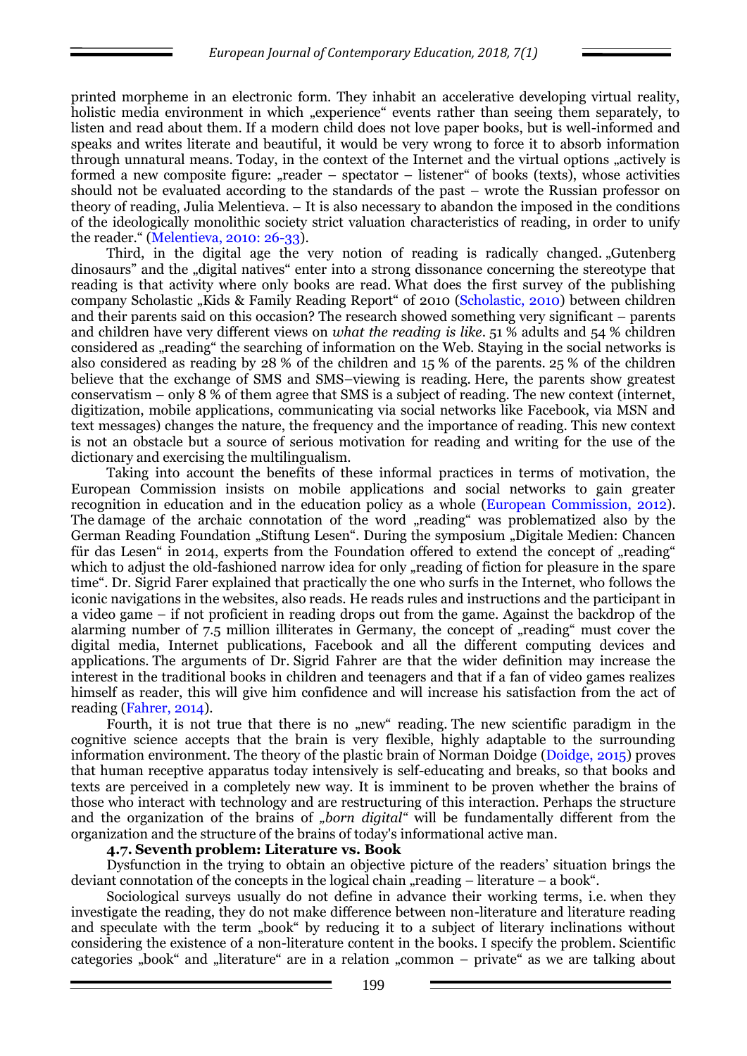printed morpheme in an electronic form. They inhabit an accelerative developing virtual reality, holistic media environment in which „experience" events rather than seeing them separately, to listen and read about them. If a modern child does not love paper books, but is well-informed and speaks and writes literate and beautiful, it would be very wrong to force it to absorb information through unnatural means. Today, in the context of the Internet and the virtual options „actively is formed a new composite figure: „reader – spectator – listener" of books (texts), whose activities should not be evaluated according to the standards of the past – wrote the Russian professor on theory of reading, Julia Melentieva. – It is also necessary to abandon the imposed in the conditions of the ideologically monolithic society strict valuation characteristics of reading, in order to unify the reader." (Melentieva, 2010: 26-33).

Third, in the digital age the very notion of reading is radically changed. „Gutenberg dinosaurs" and the „digital natives" enter into a strong dissonance concerning the stereotype that reading is that activity where only books are read. What does the first survey of the publishing company Scholastic „Kids & Family Reading Report" of 2010 (Scholastic, 2010) between children and their parents said on this occasion? The research showed something very significant – parents and children have very different views on *what the reading is like*. 51 % adults and 54 % children considered as „reading" the searching of information on the Web. Staying in the social networks is also considered as reading by 28 % of the children and 15 % of the parents. 25 % of the children believe that the exchange of SMS and SMS–viewing is reading. Here, the parents show greatest conservatism – only 8 % of them agree that SMS is a subject of reading. The new context (internet, digitization, mobile applications, communicating via social networks like Facebook, via MSN and text messages) changes the nature, the frequency and the importance of reading. This new context is not an obstacle but a source of serious motivation for reading and writing for the use of the dictionary and exercising the multilingualism.

Taking into account the benefits of these informal practices in terms of motivation, the European Commission insists on mobile applications and social networks to gain greater recognition in education and in the education policy as a whole (European Commission, 2012). The damage of the archaic connotation of the word „reading" was problematized also by the German Reading Foundation „Stiftung Lesen". During the symposium „Digitale Medien: Chancen für das Lesen" in 2014, experts from the Foundation offered to extend the concept of „reading" which to adjust the old-fashioned narrow idea for only „reading of fiction for pleasure in the spare time". Dr. Sigrid Farer explained that practically the one who surfs in the Internet, who follows the iconic navigations in the websites, also reads. He reads rules and instructions and the participant in a video game – if not proficient in reading drops out from the game. Against the backdrop of the alarming number of 7.5 million illiterates in Germany, the concept of „reading" must cover the digital media, Internet publications, Facebook and all the different computing devices and applications. The arguments of Dr. Sigrid Fahrer are that the wider definition may increase the interest in the traditional books in children and teenagers and that if a fan of video games realizes himself as reader, this will give him confidence and will increase his satisfaction from the act of reading (Fahrer, 2014).

Fourth, it is not true that there is no „new" reading. The new scientific paradigm in the cognitive science accepts that the brain is very flexible, highly adaptable to the surrounding information environment. The theory of the plastic brain of Norman Doidge (Doidge, 2015) proves that human receptive apparatus today intensively is self-educating and breaks, so that books and texts are perceived in a completely new way. It is imminent to be proven whether the brains of those who interact with technology and are restructuring of this interaction. Perhaps the structure and the organization of the brains of *„born digital"* will be fundamentally different from the organization and the structure of the brains of today's informational active man.

### 4.7. Seventh problem: Literature vs. Book

Dysfunction in the trying to obtain an objective picture of the readers' situation brings the deviant connotation of the concepts in the logical chain „reading – literature – a book".

Sociological surveys usually do not define in advance their working terms, i.e. when they investigate the reading, they do not make difference between non-literature and literature reading and speculate with the term „book" by reducing it to a subject of literary inclinations without considering the existence of a non-literature content in the books. I specify the problem. Scientific categories „book" and „literature" are in a relation „common – private" as we are talking about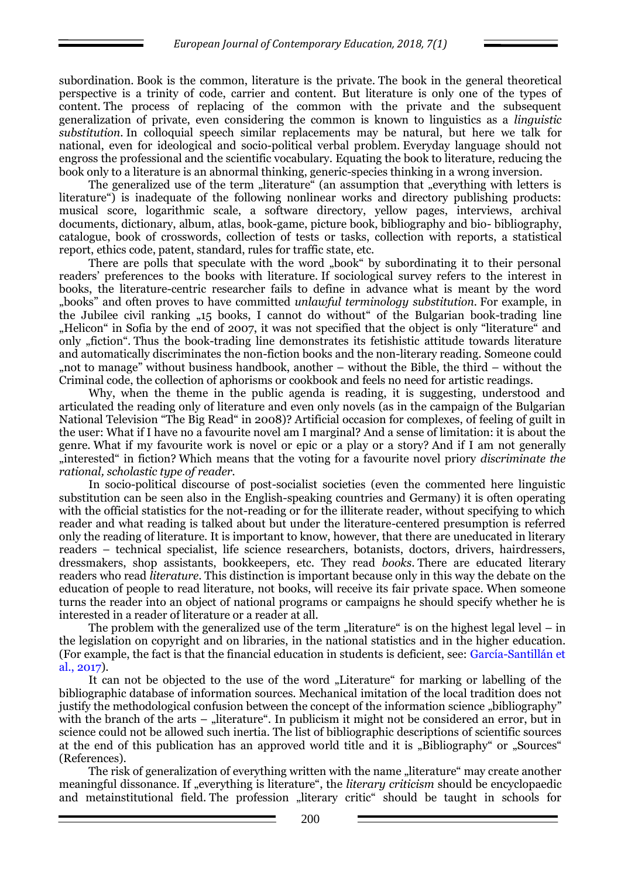subordination. Book is the common, literature is the private. The book in the general theoretical perspective is a trinity of code, carrier and content. But literature is only one of the types of content. The process of replacing of the common with the private and the subsequent generalization of private, even considering the common is known to linguistics as a *linguistic substitution*. In colloquial speech similar replacements may be natural, but here we talk for national, even for ideological and socio-political verbal problem. Everyday language should not engross the professional and the scientific vocabulary. Equating the book to literature, reducing the book only to a literature is an abnormal thinking, generic-species thinking in a wrong inversion.

The generalized use of the term „literature" (an assumption that „everything with letters is literature") is inadequate of the following nonlinear works and directory publishing products: musical score, logarithmic scale, a software directory, yellow pages, interviews, archival documents, dictionary, album, atlas, book-game, picture book, bibliography and bio- bibliography, catalogue, book of crosswords, collection of tests or tasks, collection with reports, a statistical report, ethics code, patent, standard, rules for traffic state, etc.

There are polls that speculate with the word „book" by subordinating it to their personal readers' preferences to the books with literature. If sociological survey refers to the interest in books, the literature-centric researcher fails to define in advance what is meant by the word „books" and often proves to have committed *unlawful terminology substitution*. For example, in the Jubilee civil ranking „15 books, I cannot do without" of the Bulgarian book-trading line „Helicon" in Sofia by the end of 2007, it was not specified that the object is only "literature" and only „fiction". Thus the book-trading line demonstrates its fetishistic attitude towards literature and automatically discriminates the non-fiction books and the non-literary reading. Someone could „not to manage" without business handbook, another – without the Bible, the third – without the Criminal code, the collection of aphorisms or cookbook and feels no need for artistic readings.

Why, when the theme in the public agenda is reading, it is suggesting, understood and articulated the reading only of literature and even only novels (as in the campaign of the Bulgarian National Television "The Big Read" in 2008)? Artificial occasion for complexes, of feeling of guilt in the user: What if I have no a favourite novel am I marginal? And a sense of limitation: it is about the genre. What if my favourite work is novel or epic or a play or a story? And if I am not generally „interested" in fiction? Which means that the voting for a favourite novel priory *discriminate the rational, scholastic type of reader*.

In socio-political discourse of post-socialist societies (even the commented here linguistic substitution can be seen also in the English-speaking countries and Germany) it is often operating with the official statistics for the not-reading or for the illiterate reader, without specifying to which reader and what reading is talked about but under the literature-centered presumption is referred only the reading of literature. It is important to know, however, that there are uneducated in literary readers – technical specialist, life science researchers, botanists, doctors, drivers, hairdressers, dressmakers, shop assistants, bookkeepers, etc. They read *books*. There are educated literary readers who read *literature*. This distinction is important because only in this way the debate on the education of people to read literature, not books, will receive its fair private space. When someone turns the reader into an object of national programs or campaigns he should specify whether he is interested in a reader of literature or a reader at all.

The problem with the generalized use of the term „literature" is on the highest legal level – in the legislation on copyright and on libraries, in the national statistics and in the higher education. (For example, the fact is that the financial education in students is deficient, see: García-Santillán et al., 2017).

It can not be objected to the use of the word „Literature" for marking or labelling of the bibliographic database of information sources. Mechanical imitation of the local tradition does not justify the methodological confusion between the concept of the information science „bibliography" with the branch of the arts – „literature". In publicism it might not be considered an error, but in science could not be allowed such inertia. The list of bibliographic descriptions of scientific sources at the end of this publication has an approved world title and it is „Bibliography" or „Sources" (References).

The risk of generalization of everything written with the name „literature" may create another meaningful dissonance. If „everything is literature", the *literary criticism* should be encyclopaedic and metainstitutional field. The profession „literary critic" should be taught in schools for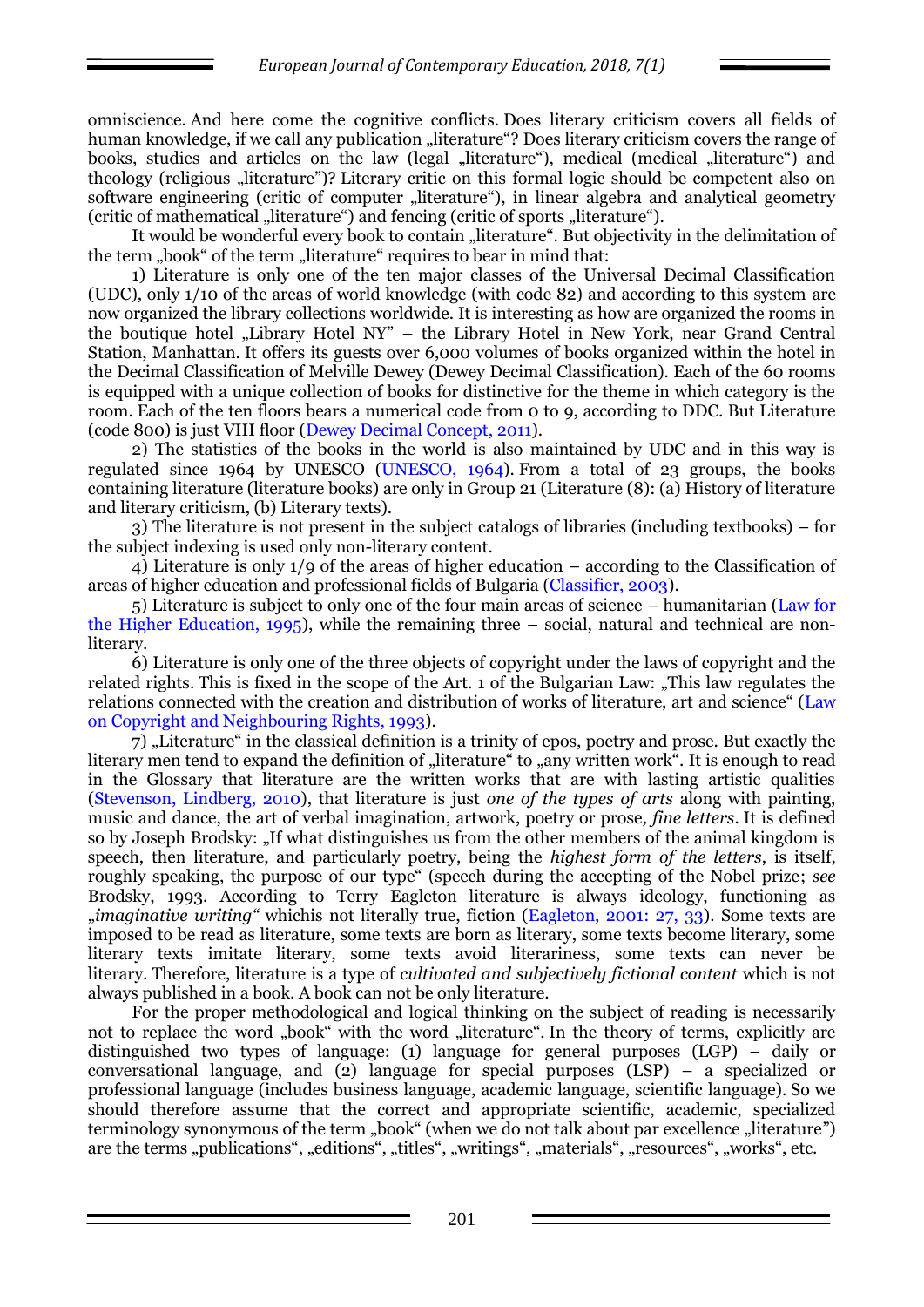omniscience. And here come the cognitive conflicts. Does literary criticism covers all fields of human knowledge, if we call any publication „literature"? Does literary criticism covers the range of books, studies and articles on the law (legal „literature"), medical (medical „literature") and theology (religious „literature")? Literary critic on this formal logic should be competent also on software engineering (critic of computer „literature"), in linear algebra and analytical geometry (critic of mathematical „literature") and fencing (critic of sports „literature").

It would be wonderful every book to contain „literature". But objectivity in the delimitation of the term „book" of the term „literature" requires to bear in mind that:

1) Literature is only one of the ten major classes of the Universal Decimal Classification (UDC), only 1/10 of the areas of world knowledge (with code 82) and according to this system are now organized the library collections worldwide. It is interesting as how are organized the rooms in the boutique hotel „Library Hotel NY" – the Library Hotel in New York, near Grand Central Station, Manhattan. It offers its guests over 6,000 volumes of books organized within the hotel in the Decimal Classification of Melville Dewey (Dewey Decimal Classification). Each of the 60 rooms is equipped with a unique collection of books for distinctive for the theme in which category is the room. Each of the ten floors bears a numerical code from 0 to 9, according to DDC. But Literature (code 800) is just VIII floor (Dewey Decimal Concept, 2011).

2) The statistics of the books in the world is also maintained by UDC and in this way is regulated since 1964 by UNESCO (UNESCO, 1964). From a total of 23 groups, the books containing literature (literature books) are only in Group 21 (Literature (8): (a) History of literature and literary criticism, (b) Literary texts).

3) The literature is not present in the subject catalogs of libraries (including textbooks) – for the subject indexing is used only non-literary content.

4) Literature is only 1/9 of the areas of higher education – according to the Classification of areas of higher education and professional fields of Bulgaria (Classifier, 2003).

5) Literature is subject to only one of the four main areas of science – humanitarian (Law for the Higher Education, 1995), while the remaining three – social, natural and technical are non-literary.

6) Literature is only one of the three objects of copyright under the laws of copyright and the related rights. This is fixed in the scope of the Art. 1 of the Bulgarian Law: „This law regulates the relations connected with the creation and distribution of works of literature, art and science" (Law on Copyright and Neighbouring Rights, 1993).

7) „Literature" in the classical definition is a trinity of epos, poetry and prose. But exactly the literary men tend to expand the definition of „literature" to „any written work". It is enough to read in the Glossary that literature are the written works that are with lasting artistic qualities (Stevenson, Lindberg, 2010), that literature is just *one of the types of arts* along with painting, music and dance, the art of verbal imagination, artwork, poetry or prose, *fine letters*. It is defined so by Joseph Brodsky: „If what distinguishes us from the other members of the animal kingdom is speech, then literature, and particularly poetry, being the *highest form of the letters*, is itself, roughly speaking, the purpose of our type" (speech during the accepting of the Nobel prize; *see* Brodsky, 1993. According to Terry Eagleton literature is always ideology, functioning as *„imaginative writing"* whichis not literally true, fiction (Eagleton, 2001: 27, 33). Some texts are imposed to be read as literature, some texts are born as literary, some texts become literary, some literary texts imitate literary, some texts avoid literariness, some texts can never be literary. Therefore, literature is a type of *cultivated and subjectively fictional content* which is not always published in a book. A book can not be only literature.

For the proper methodological and logical thinking on the subject of reading is necessarily not to replace the word „book" with the word „literature". In the theory of terms, explicitly are distinguished two types of language: (1) language for general purposes (LGP) – daily or conversational language, and (2) language for special purposes (LSP) – a specialized or professional language (includes business language, academic language, scientific language). So we should therefore assume that the correct and appropriate scientific, academic, specialized terminology synonymous of the term „book" (when we do not talk about par excellence „literature") are the terms „publications", „editions", „titles", „writings", „materials", „resources", „works", etc.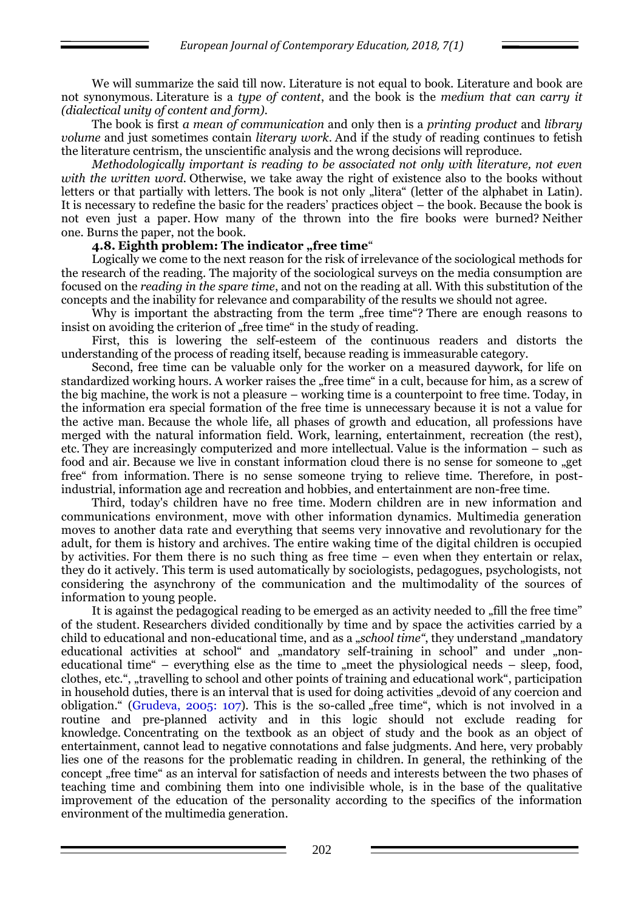We will summarize the said till now. Literature is not equal to book. Literature and book are not synonymous. Literature is a *type of content*, and the book is the *medium that can carry it (dialectical unity of content and form).*

The book is first *a mean of communication* and only then is a *printing product* and *library volume* and just sometimes contain *literary work*. And if the study of reading continues to fetish the literature centrism, the unscientific analysis and the wrong decisions will reproduce.

*Methodologically important is reading to be associated not only with literature, not even with the written word.* Otherwise, we take away the right of existence also to the books without letters or that partially with letters. The book is not only „litera" (letter of the alphabet in Latin). It is necessary to redefine the basic for the readers' practices object – the book. Because the book is not even just a paper. How many of the thrown into the fire books were burned? Neither one. Burns the paper, not the book.

### 4.8. Eighth problem: The indicator „free time"

Logically we come to the next reason for the risk of irrelevance of the sociological methods for the research of the reading. The majority of the sociological surveys on the media consumption are focused on the *reading in the spare time*, and not on the reading at all. With this substitution of the concepts and the inability for relevance and comparability of the results we should not agree.

Why is important the abstracting from the term „free time"? There are enough reasons to insist on avoiding the criterion of „free time" in the study of reading.

First, this is lowering the self-esteem of the continuous readers and distorts the understanding of the process of reading itself, because reading is immeasurable category.

Second, free time can be valuable only for the worker on a measured daywork, for life on standardized working hours. A worker raises the „free time" in a cult, because for him, as a screw of the big machine, the work is not a pleasure – working time is a counterpoint to free time. Today, in the information era special formation of the free time is unnecessary because it is not a value for the active man. Because the whole life, all phases of growth and education, all professions have merged with the natural information field. Work, learning, entertainment, recreation (the rest), etc. They are increasingly computerized and more intellectual. Value is the information – such as food and air. Because we live in constant information cloud there is no sense for someone to „get free" from information. There is no sense someone trying to relieve time. Therefore, in post-industrial, information age and recreation and hobbies, and entertainment are non-free time.

Third, today's children have no free time. Modern children are in new information and communications environment, move with other information dynamics. Multimedia generation moves to another data rate and everything that seems very innovative and revolutionary for the adult, for them is history and archives. The entire waking time of the digital children is occupied by activities. For them there is no such thing as free time – even when they entertain or relax, they do it actively. This term is used automatically by sociologists, pedagogues, psychologists, not considering the asynchrony of the communication and the multimodality of the sources of information to young people.

It is against the pedagogical reading to be emerged as an activity needed to „fill the free time" of the student. Researchers divided conditionally by time and by space the activities carried by a child to educational and non-educational time, and as a „*school time*", they understand „mandatory educational activities at school" and „mandatory self-training in school" and under „non-educational time" – everything else as the time to „meet the physiological needs – sleep, food, clothes, etc.", „travelling to school and other points of training and educational work", participation in household duties, there is an interval that is used for doing activities „devoid of any coercion and obligation." (Grudeva, 2005: 107). This is the so-called „free time", which is not involved in a routine and pre-planned activity and in this logic should not exclude reading for knowledge. Concentrating on the textbook as an object of study and the book as an object of entertainment, cannot lead to negative connotations and false judgments. And here, very probably lies one of the reasons for the problematic reading in children. In general, the rethinking of the concept „free time" as an interval for satisfaction of needs and interests between the two phases of teaching time and combining them into one indivisible whole, is in the base of the qualitative improvement of the education of the personality according to the specifics of the information environment of the multimedia generation.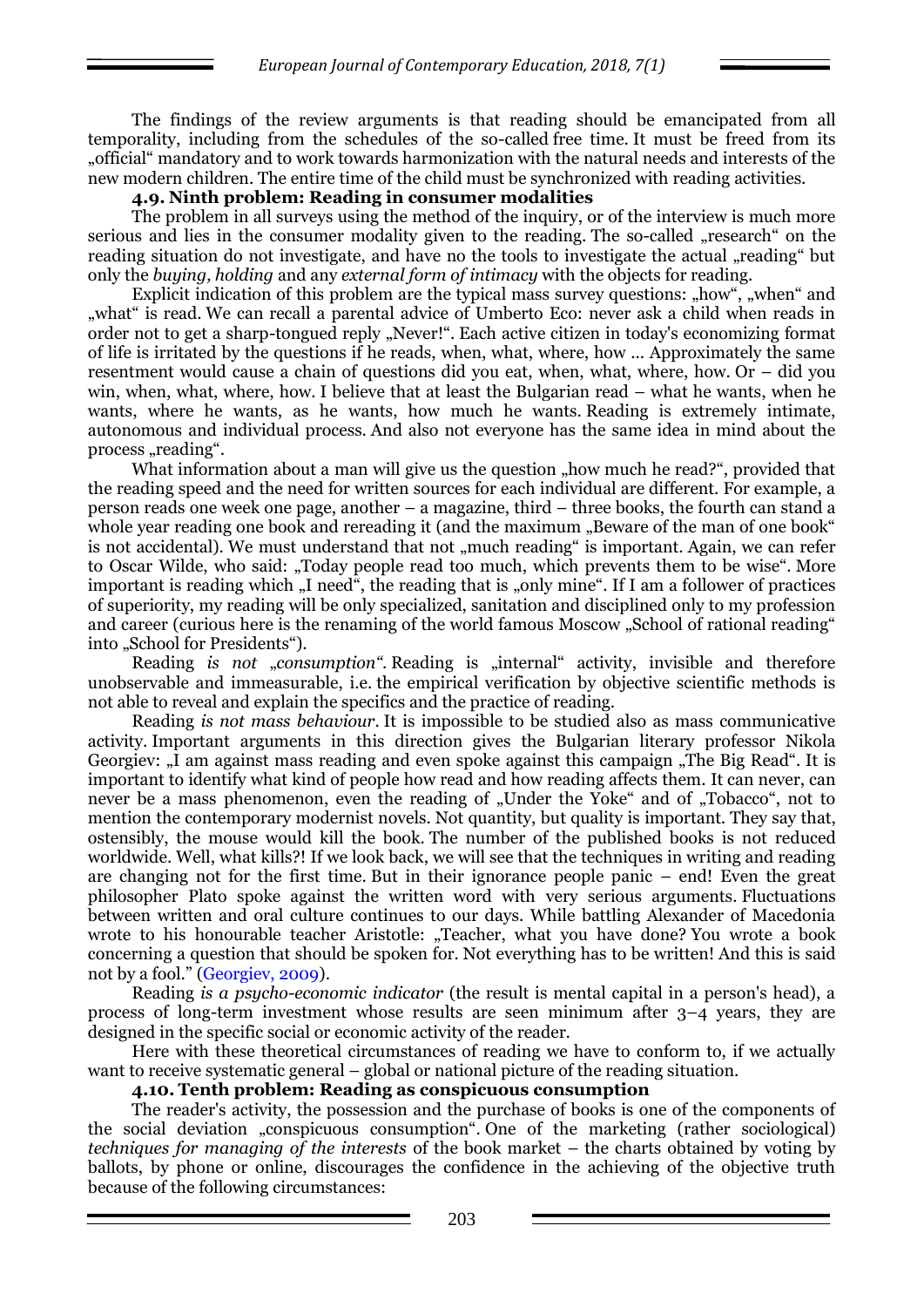The findings of the review arguments is that reading should be emancipated from all temporality, including from the schedules of the so-called free time. It must be freed from its „official" mandatory and to work towards harmonization with the natural needs and interests of the new modern children. The entire time of the child must be synchronized with reading activities.

### 4.9. Ninth problem: Reading in consumer modalities

The problem in all surveys using the method of the inquiry, or of the interview is much more serious and lies in the consumer modality given to the reading. The so-called „research" on the reading situation do not investigate, and have no the tools to investigate the actual „reading" but only the *buying, holding* and any *external form of intimacy* with the objects for reading.

Explicit indication of this problem are the typical mass survey questions: „how", „when" and „what" is read. We can recall a parental advice of Umberto Eco: never ask a child when reads in order not to get a sharp-tongued reply „Never!". Each active citizen in today's economizing format of life is irritated by the questions if he reads, when, what, where, how ... Approximately the same resentment would cause a chain of questions did you eat, when, what, where, how. Or – did you win, when, what, where, how. I believe that at least the Bulgarian read – what he wants, when he wants, where he wants, as he wants, how much he wants. Reading is extremely intimate, autonomous and individual process. And also not everyone has the same idea in mind about the process „reading".

What information about a man will give us the question „how much he read?", provided that the reading speed and the need for written sources for each individual are different. For example, a person reads one week one page, another – a magazine, third – three books, the fourth can stand a whole year reading one book and rereading it (and the maximum „Beware of the man of one book" is not accidental). We must understand that not „much reading" is important. Again, we can refer to Oscar Wilde, who said: „Today people read too much, which prevents them to be wise". More important is reading which „I need", the reading that is „only mine". If I am a follower of practices of superiority, my reading will be only specialized, sanitation and disciplined only to my profession and career (curious here is the renaming of the world famous Moscow „School of rational reading" into „School for Presidents").

Reading *is not „consumption".* Reading is „internal" activity, invisible and therefore unobservable and immeasurable, i.e. the empirical verification by objective scientific methods is not able to reveal and explain the specifics and the practice of reading.

Reading *is not mass behaviour*. It is impossible to be studied also as mass communicative activity. Important arguments in this direction gives the Bulgarian literary professor Nikola Georgiev: „I am against mass reading and even spoke against this campaign „The Big Read". It is important to identify what kind of people how read and how reading affects them. It can never, can never be a mass phenomenon, even the reading of „Under the Yoke" and of „Tobacco", not to mention the contemporary modernist novels. Not quantity, but quality is important. They say that, ostensibly, the mouse would kill the book. The number of the published books is not reduced worldwide. Well, what kills?! If we look back, we will see that the techniques in writing and reading are changing not for the first time. But in their ignorance people panic – end! Even the great philosopher Plato spoke against the written word with very serious arguments. Fluctuations between written and oral culture continues to our days. While battling Alexander of Macedonia wrote to his honourable teacher Aristotle: „Teacher, what you have done? You wrote a book concerning a question that should be spoken for. Not everything has to be written! And this is said not by a fool." (Georgiev, 2009).

Reading *is a psycho-economic indicator* (the result is mental capital in a person's head), a process of long-term investment whose results are seen minimum after 3–4 years, they are designed in the specific social or economic activity of the reader.

Here with these theoretical circumstances of reading we have to conform to, if we actually want to receive systematic general – global or national picture of the reading situation.

### 4.10. Tenth problem: Reading as conspicuous consumption

The reader's activity, the possession and the purchase of books is one of the components of the social deviation „conspicuous consumption". One of the marketing (rather sociological) *techniques for managing of the interests* of the book market – the charts obtained by voting by ballots, by phone or online, discourages the confidence in the achieving of the objective truth because of the following circumstances: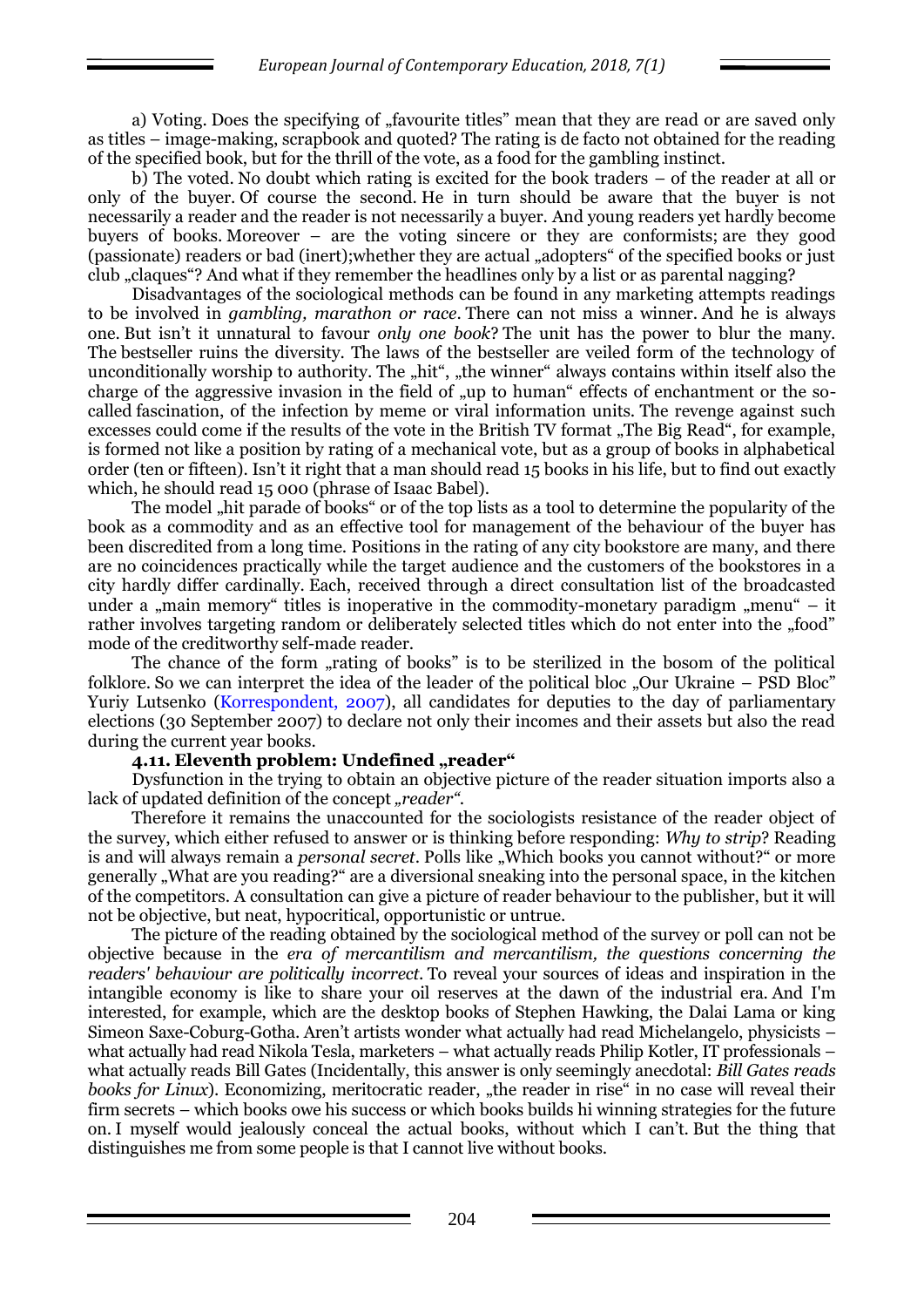a) Voting. Does the specifying of „favourite titles" mean that they are read or are saved only as titles – image-making, scrapbook and quoted? The rating is de facto not obtained for the reading of the specified book, but for the thrill of the vote, as a food for the gambling instinct.

b) The voted. No doubt which rating is excited for the book traders – of the reader at all or only of the buyer. Of course the second. He in turn should be aware that the buyer is not necessarily a reader and the reader is not necessarily a buyer. And young readers yet hardly become buyers of books. Moreover – are the voting sincere or they are conformists; are they good (passionate) readers or bad (inert);whether they are actual „adopters" of the specified books or just club „claques"? And what if they remember the headlines only by a list or as parental nagging?

Disadvantages of the sociological methods can be found in any marketing attempts readings to be involved in *gambling, marathon or race*. There can not miss a winner. And he is always one. But isn't it unnatural to favour *only one book*? The unit has the power to blur the many. The bestseller ruins the diversity. The laws of the bestseller are veiled form of the technology of unconditionally worship to authority. The „hit", „the winner" always contains within itself also the charge of the aggressive invasion in the field of „up to human" effects of enchantment or the so-called fascination, of the infection by meme or viral information units. The revenge against such excesses could come if the results of the vote in the British TV format „The Big Read", for example, is formed not like a position by rating of a mechanical vote, but as a group of books in alphabetical order (ten or fifteen). Isn't it right that a man should read 15 books in his life, but to find out exactly which, he should read 15 000 (phrase of Isaac Babel).

The model „hit parade of books" or of the top lists as a tool to determine the popularity of the book as a commodity and as an effective tool for management of the behaviour of the buyer has been discredited from a long time. Positions in the rating of any city bookstore are many, and there are no coincidences practically while the target audience and the customers of the bookstores in a city hardly differ cardinally. Each, received through a direct consultation list of the broadcasted under a „main memory" titles is inoperative in the commodity-monetary paradigm „menu" – it rather involves targeting random or deliberately selected titles which do not enter into the „food" mode of the creditworthy self-made reader.

The chance of the form „rating of books" is to be sterilized in the bosom of the political folklore. So we can interpret the idea of the leader of the political bloc „Our Ukraine – PSD Bloc" Yuriy Lutsenko (Korrespondent, 2007), all candidates for deputies to the day of parliamentary elections (30 September 2007) to declare not only their incomes and their assets but also the read during the current year books.

### 4.11. Eleventh problem: Undefined „reader"

Dysfunction in the trying to obtain an objective picture of the reader situation imports also a lack of updated definition of the concept *„reader"*.

Therefore it remains the unaccounted for the sociologists resistance of the reader object of the survey, which either refused to answer or is thinking before responding: *Why to strip*? Reading is and will always remain a *personal secret*. Polls like „Which books you cannot without?" or more generally „What are you reading?" are a diversional sneaking into the personal space, in the kitchen of the competitors. A consultation can give a picture of reader behaviour to the publisher, but it will not be objective, but neat, hypocritical, opportunistic or untrue.

The picture of the reading obtained by the sociological method of the survey or poll can not be objective because in the *era of mercantilism and mercantilism, the questions concerning the readers' behaviour are politically incorrect*. To reveal your sources of ideas and inspiration in the intangible economy is like to share your oil reserves at the dawn of the industrial era. And I'm interested, for example, which are the desktop books of Stephen Hawking, the Dalai Lama or king Simeon Saxe-Coburg-Gotha. Aren't artists wonder what actually had read Michelangelo, physicists – what actually had read Nikola Tesla, marketers – what actually reads Philip Kotler, IT professionals – what actually reads Bill Gates (Incidentally, this answer is only seemingly anecdotal: *Bill Gates reads books for Linux*). Economizing, meritocratic reader, „the reader in rise" in no case will reveal their firm secrets – which books owe his success or which books builds hi winning strategies for the future on. I myself would jealously conceal the actual books, without which I can't. But the thing that distinguishes me from some people is that I cannot live without books.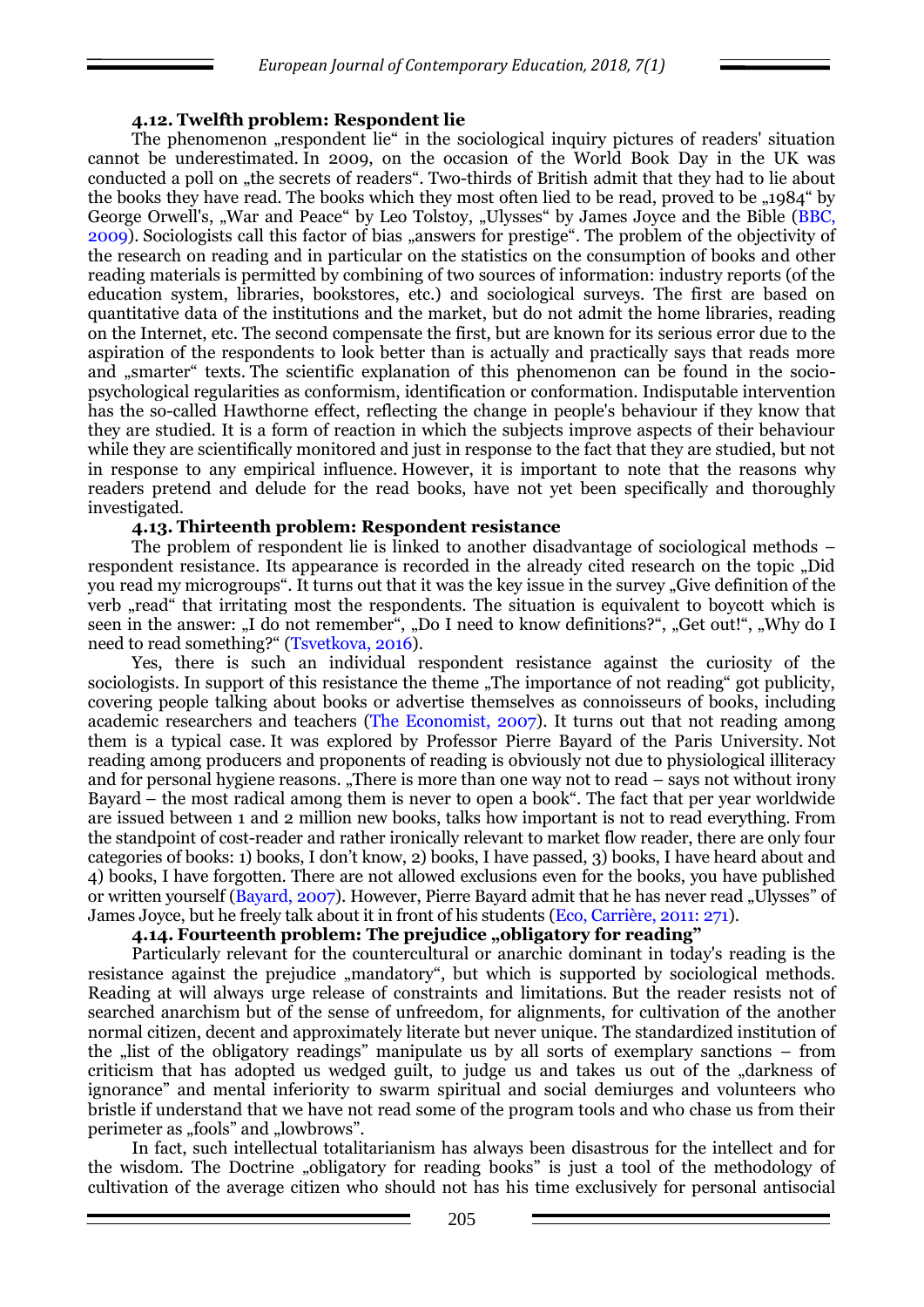### 4.12. Twelfth problem: Respondent lie

The phenomenon „respondent lie“ in the sociological inquiry pictures of readers' situation cannot be underestimated. In 2009, on the occasion of the World Book Day in the UK was conducted a poll on „the secrets of readers“. Two-thirds of British admit that they had to lie about the books they have read. The books which they most often lied to be read, proved to be „1984“ by George Orwell's, „War and Peace“ by Leo Tolstoy, „Ulysses“ by James Joyce and the Bible (BBC, 2009). Sociologists call this factor of bias „answers for prestige“. The problem of the objectivity of the research on reading and in particular on the statistics on the consumption of books and other reading materials is permitted by combining of two sources of information: industry reports (of the education system, libraries, bookstores, etc.) and sociological surveys. The first are based on quantitative data of the institutions and the market, but do not admit the home libraries, reading on the Internet, etc. The second compensate the first, but are known for its serious error due to the aspiration of the respondents to look better than is actually and practically says that reads more and „smarter“ texts. The scientific explanation of this phenomenon can be found in the socio-psychological regularities as conformism, identification or conformation. Indisputable intervention has the so-called Hawthorne effect, reflecting the change in people's behaviour if they know that they are studied. It is a form of reaction in which the subjects improve aspects of their behaviour while they are scientifically monitored and just in response to the fact that they are studied, but not in response to any empirical influence. However, it is important to note that the reasons why readers pretend and delude for the read books, have not yet been specifically and thoroughly investigated.

### 4.13. Thirteenth problem: Respondent resistance

The problem of respondent lie is linked to another disadvantage of sociological methods – respondent resistance. Its appearance is recorded in the already cited research on the topic „Did you read my microgroups“. It turns out that it was the key issue in the survey „Give definition of the verb „read“ that irritating most the respondents. The situation is equivalent to boycott which is seen in the answer: „I do not remember“, „Do I need to know definitions?“, „Get out!“, „Why do I need to read something?“ (Tsvetkova, 2016).

Yes, there is such an individual respondent resistance against the curiosity of the sociologists. In support of this resistance the theme „The importance of not reading“ got publicity, covering people talking about books or advertise themselves as connoisseurs of books, including academic researchers and teachers (The Economist, 2007). It turns out that not reading among them is a typical case. It was explored by Professor Pierre Bayard of the Paris University. Not reading among producers and proponents of reading is obviously not due to physiological illiteracy and for personal hygiene reasons. „There is more than one way not to read – says not without irony Bayard – the most radical among them is never to open a book“. The fact that per year worldwide are issued between 1 and 2 million new books, talks how important is not to read everything. From the standpoint of cost-reader and rather ironically relevant to market flow reader, there are only four categories of books: 1) books, I don't know, 2) books, I have passed, 3) books, I have heard about and 4) books, I have forgotten. There are not allowed exclusions even for the books, you have published or written yourself (Bayard, 2007). However, Pierre Bayard admit that he has never read „Ulysses" of James Joyce, but he freely talk about it in front of his students (Eco, Carrière, 2011: 271).

### 4.14. Fourteenth problem: The prejudice „obligatory for reading"

Particularly relevant for the countercultural or anarchic dominant in today's reading is the resistance against the prejudice „mandatory“, but which is supported by sociological methods. Reading at will always urge release of constraints and limitations. But the reader resists not of searched anarchism but of the sense of unfreedom, for alignments, for cultivation of the another normal citizen, decent and approximately literate but never unique. The standardized institution of the „list of the obligatory readings" manipulate us by all sorts of exemplary sanctions – from criticism that has adopted us wedged guilt, to judge us and takes us out of the „darkness of ignorance" and mental inferiority to swarm spiritual and social demiurges and volunteers who bristle if understand that we have not read some of the program tools and who chase us from their perimeter as „fools" and „lowbrows".

In fact, such intellectual totalitarianism has always been disastrous for the intellect and for the wisdom. The Doctrine „obligatory for reading books" is just a tool of the methodology of cultivation of the average citizen who should not has his time exclusively for personal antisocial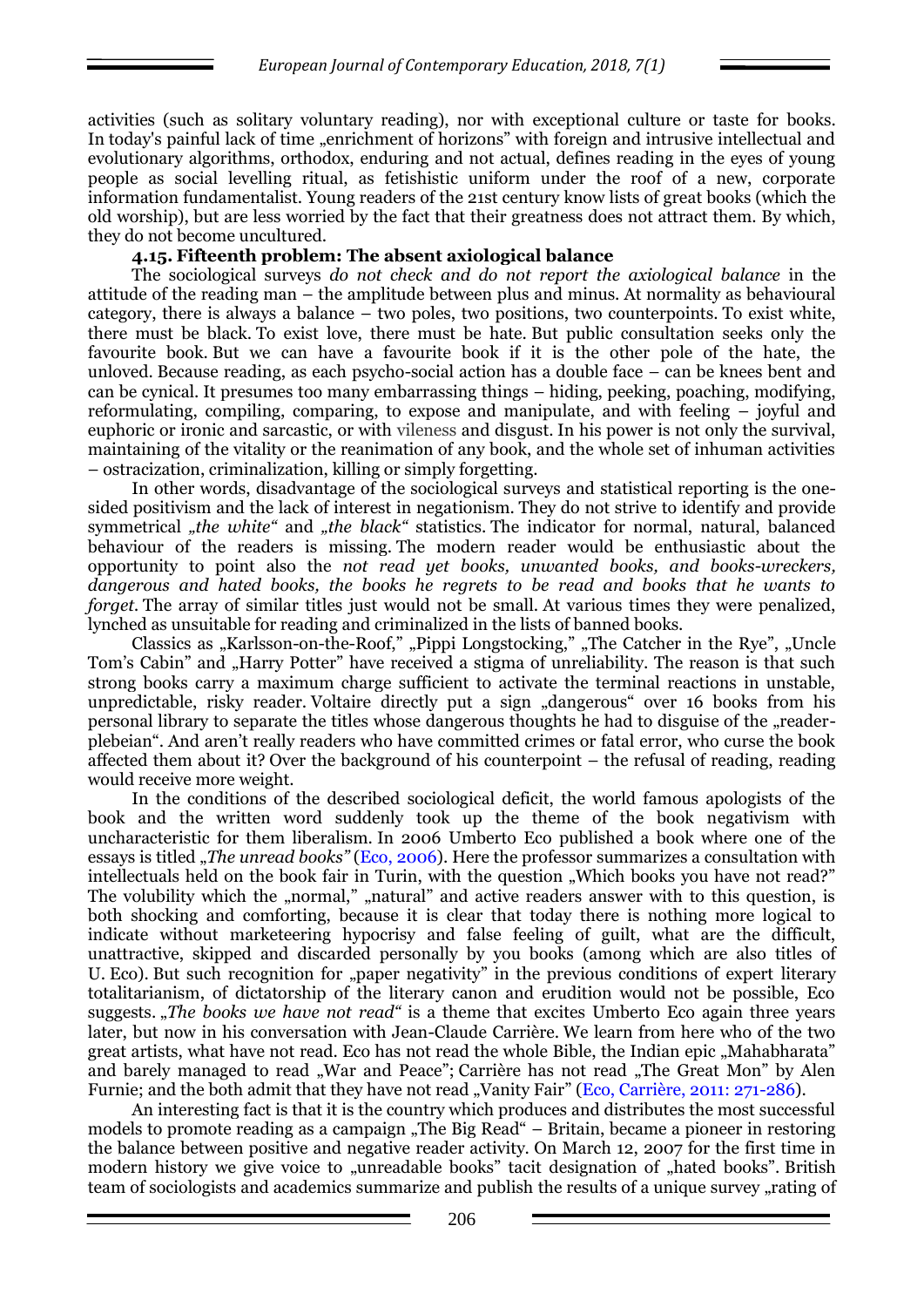activities (such as solitary voluntary reading), nor with exceptional culture or taste for books. In today's painful lack of time „enrichment of horizons" with foreign and intrusive intellectual and evolutionary algorithms, orthodox, enduring and not actual, defines reading in the eyes of young people as social levelling ritual, as fetishistic uniform under the roof of a new, corporate information fundamentalist. Young readers of the 21st century know lists of great books (which the old worship), but are less worried by the fact that their greatness does not attract them. By which, they do not become uncultured.

#### 4.15. Fifteenth problem: The absent axiological balance

The sociological surveys *do not check and do not report the axiological balance* in the attitude of the reading man – the amplitude between plus and minus. At normality as behavioural category, there is always a balance – two poles, two positions, two counterpoints. To exist white, there must be black. To exist love, there must be hate. But public consultation seeks only the favourite book. But we can have a favourite book if it is the other pole of the hate, the unloved. Because reading, as each psycho-social action has a double face – can be knees bent and can be cynical. It presumes too many embarrassing things – hiding, peeking, poaching, modifying, reformulating, compiling, comparing, to expose and manipulate, and with feeling – joyful and euphoric or ironic and sarcastic, or with vileness and disgust. In his power is not only the survival, maintaining of the vitality or the reanimation of any book, and the whole set of inhuman activities – ostracization, criminalization, killing or simply forgetting.

In other words, disadvantage of the sociological surveys and statistical reporting is the one-sided positivism and the lack of interest in negationism. They do not strive to identify and provide symmetrical *„the white"* and *„the black"* statistics. The indicator for normal, natural, balanced behaviour of the readers is missing. The modern reader would be enthusiastic about the opportunity to point also the *not read yet books, unwanted books, and books-wreckers, dangerous and hated books, the books he regrets to be read and books that he wants to forget.* The array of similar titles just would not be small. At various times they were penalized, lynched as unsuitable for reading and criminalized in the lists of banned books.

Classics as „Karlsson-on-the-Roof," „Pippi Longstocking," „The Catcher in the Rye", „Uncle Tom's Cabin" and „Harry Potter" have received a stigma of unreliability. The reason is that such strong books carry a maximum charge sufficient to activate the terminal reactions in unstable, unpredictable, risky reader. Voltaire directly put a sign „dangerous" over 16 books from his personal library to separate the titles whose dangerous thoughts he had to disguise of the „reader-plebeian". And aren't really readers who have committed crimes or fatal error, who curse the book affected them about it? Over the background of his counterpoint – the refusal of reading, reading would receive more weight.

In the conditions of the described sociological deficit, the world famous apologists of the book and the written word suddenly took up the theme of the book negativism with uncharacteristic for them liberalism. In 2006 Umberto Eco published a book where one of the essays is titled *„The unread books"* (Eco, 2006). Here the professor summarizes a consultation with intellectuals held on the book fair in Turin, with the question „Which books you have not read?" The volubility which the „normal," „natural" and active readers answer with to this question, is both shocking and comforting, because it is clear that today there is nothing more logical to indicate without marketeering hypocrisy and false feeling of guilt, what are the difficult, unattractive, skipped and discarded personally by you books (among which are also titles of U. Eco). But such recognition for „paper negativity" in the previous conditions of expert literary totalitarianism, of dictatorship of the literary canon and erudition would not be possible, Eco suggests. *„The books we have not read"* is a theme that excites Umberto Eco again three years later, but now in his conversation with Jean-Claude Carrière. We learn from here who of the two great artists, what have not read. Eco has not read the whole Bible, the Indian epic „Mahabharata" and barely managed to read „War and Peace"; Carrière has not read „The Great Mon" by Alen Furnie; and the both admit that they have not read „Vanity Fair" (Eco, Carrière, 2011: 271-286).

An interesting fact is that it is the country which produces and distributes the most successful models to promote reading as a campaign „The Big Read" – Britain, became a pioneer in restoring the balance between positive and negative reader activity. On March 12, 2007 for the first time in modern history we give voice to „unreadable books" tacit designation of „hated books". British team of sociologists and academics summarize and publish the results of a unique survey „rating of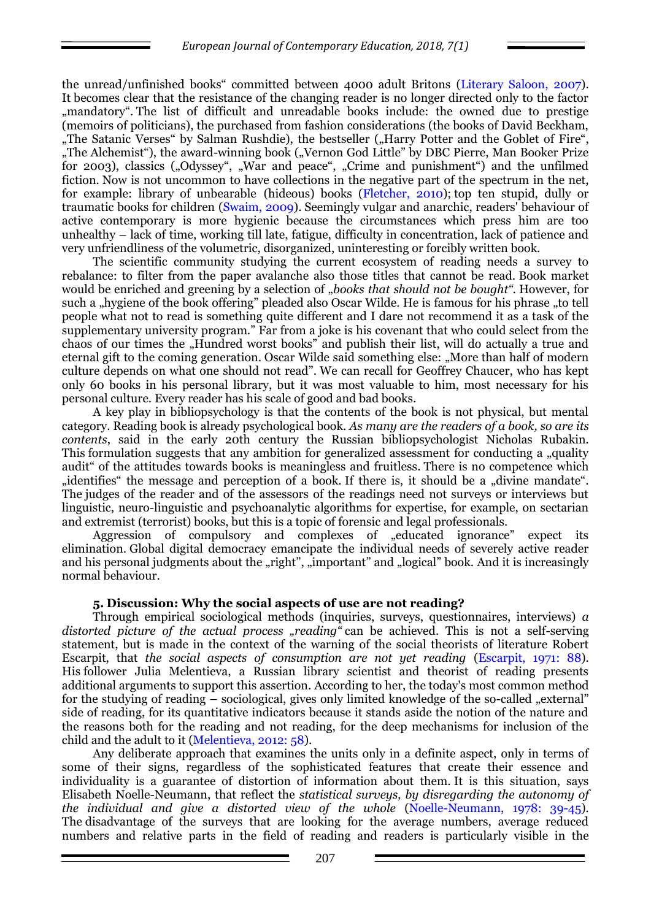the unread/unfinished books" committed between 4000 adult Britons (Literary Saloon, 2007). It becomes clear that the resistance of the changing reader is no longer directed only to the factor „mandatory". The list of difficult and unreadable books include: the owned due to prestige (memoirs of politicians), the purchased from fashion considerations (the books of David Beckham, „The Satanic Verses" by Salman Rushdie), the bestseller („Harry Potter and the Goblet of Fire", „The Alchemist"), the award-winning book („Vernon God Little" by DBC Pierre, Man Booker Prize for 2003), classics („Odyssey", „War and peace", „Crime and punishment") and the unfilmed fiction. Now is not uncommon to have collections in the negative part of the spectrum in the net, for example: library of unbearable (hideous) books (Fletcher, 2010); top ten stupid, dully or traumatic books for children (Swaim, 2009). Seemingly vulgar and anarchic, readers' behaviour of active contemporary is more hygienic because the circumstances which press him are too unhealthy – lack of time, working till late, fatigue, difficulty in concentration, lack of patience and very unfriendliness of the volumetric, disorganized, uninteresting or forcibly written book.

The scientific community studying the current ecosystem of reading needs a survey to rebalance: to filter from the paper avalanche also those titles that cannot be read. Book market would be enriched and greening by a selection of *„books that should not be bought"*. However, for such a „hygiene of the book offering" pleaded also Oscar Wilde. He is famous for his phrase „to tell people what not to read is something quite different and I dare not recommend it as a task of the supplementary university program." Far from a joke is his covenant that who could select from the chaos of our times the „Hundred worst books" and publish their list, will do actually a true and eternal gift to the coming generation. Oscar Wilde said something else: „More than half of modern culture depends on what one should not read". We can recall for Geoffrey Chaucer, who has kept only 60 books in his personal library, but it was most valuable to him, most necessary for his personal culture. Every reader has his scale of good and bad books.

A key play in bibliopsychology is that the contents of the book is not physical, but mental category. Reading book is already psychological book. *As many are the readers of a book, so are its contents*, said in the early 20th century the Russian bibliopsychologist Nicholas Rubakin. This formulation suggests that any ambition for generalized assessment for conducting a „quality audit" of the attitudes towards books is meaningless and fruitless. There is no competence which „identifies" the message and perception of a book. If there is, it should be a „divine mandate". The judges of the reader and of the assessors of the readings need not surveys or interviews but linguistic, neuro-linguistic and psychoanalytic algorithms for expertise, for example, on sectarian and extremist (terrorist) books, but this is a topic of forensic and legal professionals.

Aggression of compulsory and complexes of „educated ignorance" expect its elimination. Global digital democracy emancipate the individual needs of severely active reader and his personal judgments about the „right", „important" and „logical" book. And it is increasingly normal behaviour.

### 5. Discussion: Why the social aspects of use are not reading?

Through empirical sociological methods (inquiries, surveys, questionnaires, interviews) *a distorted picture of the actual process „reading"* can be achieved. This is not a self-serving statement, but is made in the context of the warning of the social theorists of literature Robert Escarpit, that *the social aspects of consumption are not yet reading* (Escarpit, 1971: 88). His follower Julia Melentieva, a Russian library scientist and theorist of reading presents additional arguments to support this assertion. According to her, the today's most common method for the studying of reading – sociological, gives only limited knowledge of the so-called „external" side of reading, for its quantitative indicators because it stands aside the notion of the nature and the reasons both for the reading and not reading, for the deep mechanisms for inclusion of the child and the adult to it (Melentieva, 2012: 58).

Any deliberate approach that examines the units only in a definite aspect, only in terms of some of their signs, regardless of the sophisticated features that create their essence and individuality is a guarantee of distortion of information about them. It is this situation, says Elisabeth Noelle-Neumann, that reflect the *statistical surveys, by disregarding the autonomy of the individual and give a distorted view of the whole* (Noelle-Neumann, 1978: 39-45). The disadvantage of the surveys that are looking for the average numbers, average reduced numbers and relative parts in the field of reading and readers is particularly visible in the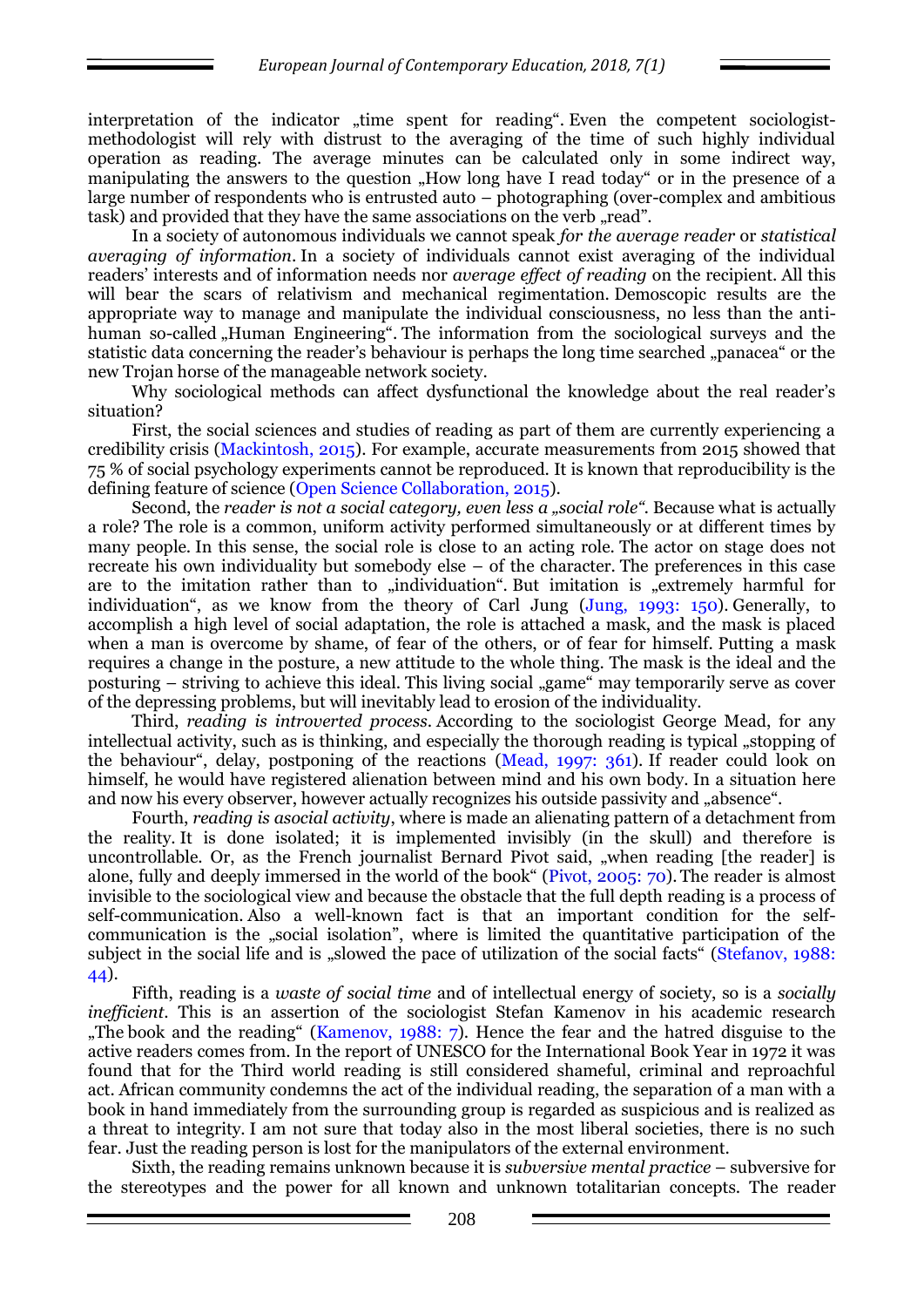interpretation of the indicator „time spent for reading“. Even the competent sociologist-methodologist will rely with distrust to the averaging of the time of such highly individual operation as reading. The average minutes can be calculated only in some indirect way, manipulating the answers to the question „How long have I read today“ or in the presence of a large number of respondents who is entrusted auto – photographing (over-complex and ambitious task) and provided that they have the same associations on the verb „read".

In a society of autonomous individuals we cannot speak *for the average reader* or *statistical averaging of information*. In a society of individuals cannot exist averaging of the individual readers' interests and of information needs nor *average effect of reading* on the recipient. All this will bear the scars of relativism and mechanical regimentation. Demoscopic results are the appropriate way to manage and manipulate the individual consciousness, no less than the anti-human so-called „Human Engineering“. The information from the sociological surveys and the statistic data concerning the reader's behaviour is perhaps the long time searched „panacea“ or the new Trojan horse of the manageable network society.

Why sociological methods can affect dysfunctional the knowledge about the real reader's situation?

First, the social sciences and studies of reading as part of them are currently experiencing a credibility crisis (Mackintosh, 2015). For example, accurate measurements from 2015 showed that 75 % of social psychology experiments cannot be reproduced. It is known that reproducibility is the defining feature of science (Open Science Collaboration, 2015).

Second, the *reader is not a social category, even less a „social role“.* Because what is actually a role? The role is a common, uniform activity performed simultaneously or at different times by many people. In this sense, the social role is close to an acting role. The actor on stage does not recreate his own individuality but somebody else – of the character. The preferences in this case are to the imitation rather than to „individuation“. But imitation is „extremely harmful for individuation“, as we know from the theory of Carl Jung (Jung, 1993: 150). Generally, to accomplish a high level of social adaptation, the role is attached a mask, and the mask is placed when a man is overcome by shame, of fear of the others, or of fear for himself. Putting a mask requires a change in the posture, a new attitude to the whole thing. The mask is the ideal and the posturing – striving to achieve this ideal. This living social „game“ may temporarily serve as cover of the depressing problems, but will inevitably lead to erosion of the individuality.

Third, *reading is introverted process*. According to the sociologist George Mead, for any intellectual activity, such as is thinking, and especially the thorough reading is typical „stopping of the behaviour“, delay, postponing of the reactions (Mead, 1997: 361). If reader could look on himself, he would have registered alienation between mind and his own body. In a situation here and now his every observer, however actually recognizes his outside passivity and „absence“.

Fourth, *reading is asocial activity*, where is made an alienating pattern of a detachment from the reality. It is done isolated; it is implemented invisibly (in the skull) and therefore is uncontrollable. Or, as the French journalist Bernard Pivot said, „when reading [the reader] is alone, fully and deeply immersed in the world of the book“ (Pivot, 2005: 70). The reader is almost invisible to the sociological view and because the obstacle that the full depth reading is a process of self-communication. Also a well-known fact is that an important condition for the self-communication is the „social isolation“, where is limited the quantitative participation of the subject in the social life and is „slowed the pace of utilization of the social facts“ (Stefanov, 1988: 44).

Fifth, reading is a *waste of social time* and of intellectual energy of society, so is a *socially inefficient*. This is an assertion of the sociologist Stefan Kamenov in his academic research „The book and the reading“ (Kamenov, 1988: 7). Hence the fear and the hatred disguise to the active readers comes from. In the report of UNESCO for the International Book Year in 1972 it was found that for the Third world reading is still considered shameful, criminal and reproachful act. African community condemns the act of the individual reading, the separation of a man with a book in hand immediately from the surrounding group is regarded as suspicious and is realized as a threat to integrity. I am not sure that today also in the most liberal societies, there is no such fear. Just the reading person is lost for the manipulators of the external environment.

Sixth, the reading remains unknown because it is *subversive mental practice* – subversive for the stereotypes and the power for all known and unknown totalitarian concepts. The reader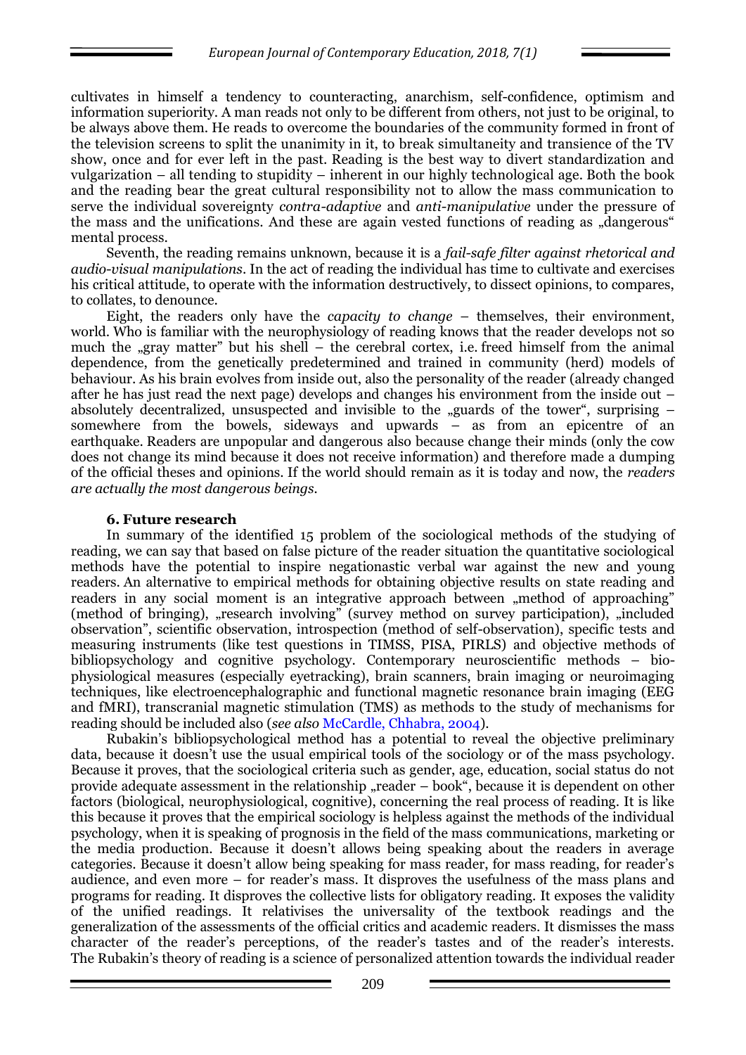cultivates in himself a tendency to counteracting, anarchism, self-confidence, optimism and information superiority. A man reads not only to be different from others, not just to be original, to be always above them. He reads to overcome the boundaries of the community formed in front of the television screens to split the unanimity in it, to break simultaneity and transience of the TV show, once and for ever left in the past. Reading is the best way to divert standardization and vulgarization – all tending to stupidity – inherent in our highly technological age. Both the book and the reading bear the great cultural responsibility not to allow the mass communication to serve the individual sovereignty *contra-adaptive* and *anti-manipulative* under the pressure of the mass and the unifications. And these are again vested functions of reading as „dangerous" mental process.

Seventh, the reading remains unknown, because it is a *fail-safe filter against rhetorical and audio-visual manipulations*. In the act of reading the individual has time to cultivate and exercises his critical attitude, to operate with the information destructively, to dissect opinions, to compares, to collates, to denounce.

Eight, the readers only have the *capacity to change* – themselves, their environment, world. Who is familiar with the neurophysiology of reading knows that the reader develops not so much the „gray matter" but his shell – the cerebral cortex, i.e. freed himself from the animal dependence, from the genetically predetermined and trained in community (herd) models of behaviour. As his brain evolves from inside out, also the personality of the reader (already changed after he has just read the next page) develops and changes his environment from the inside out – absolutely decentralized, unsuspected and invisible to the „guards of the tower", surprising – somewhere from the bowels, sideways and upwards – as from an epicentre of an earthquake. Readers are unpopular and dangerous also because change their minds (only the cow does not change its mind because it does not receive information) and therefore made a dumping of the official theses and opinions. If the world should remain as it is today and now, the *readers are actually the most dangerous beings*.

### 6. Future research

In summary of the identified 15 problem of the sociological methods of the studying of reading, we can say that based on false picture of the reader situation the quantitative sociological methods have the potential to inspire negationastic verbal war against the new and young readers. An alternative to empirical methods for obtaining objective results on state reading and readers in any social moment is an integrative approach between „method of approaching" (method of bringing), „research involving" (survey method on survey participation), „included observation", scientific observation, introspection (method of self-observation), specific tests and measuring instruments (like test questions in TIMSS, PISA, PIRLS) and objective methods of bibliopsychology and cognitive psychology. Contemporary neuroscientific methods – bio-physiological measures (especially eyetracking), brain scanners, brain imaging or neuroimaging techniques, like electroencephalographic and functional magnetic resonance brain imaging (EEG and fMRI), transcranial magnetic stimulation (TMS) as methods to the study of mechanisms for reading should be included also (*see also* McCardle, Chhabra, 2004).

Rubakin's bibliopsychological method has a potential to reveal the objective preliminary data, because it doesn't use the usual empirical tools of the sociology or of the mass psychology. Because it proves, that the sociological criteria such as gender, age, education, social status do not provide adequate assessment in the relationship „reader – book", because it is dependent on other factors (biological, neurophysiological, cognitive), concerning the real process of reading. It is like this because it proves that the empirical sociology is helpless against the methods of the individual psychology, when it is speaking of prognosis in the field of the mass communications, marketing or the media production. Because it doesn't allows being speaking about the readers in average categories. Because it doesn't allow being speaking for mass reader, for mass reading, for reader's audience, and even more – for reader's mass. It disproves the usefulness of the mass plans and programs for reading. It disproves the collective lists for obligatory reading. It exposes the validity of the unified readings. It relativises the universality of the textbook readings and the generalization of the assessments of the official critics and academic readers. It dismisses the mass character of the reader's perceptions, of the reader's tastes and of the reader's interests. The Rubakin's theory of reading is a science of personalized attention towards the individual reader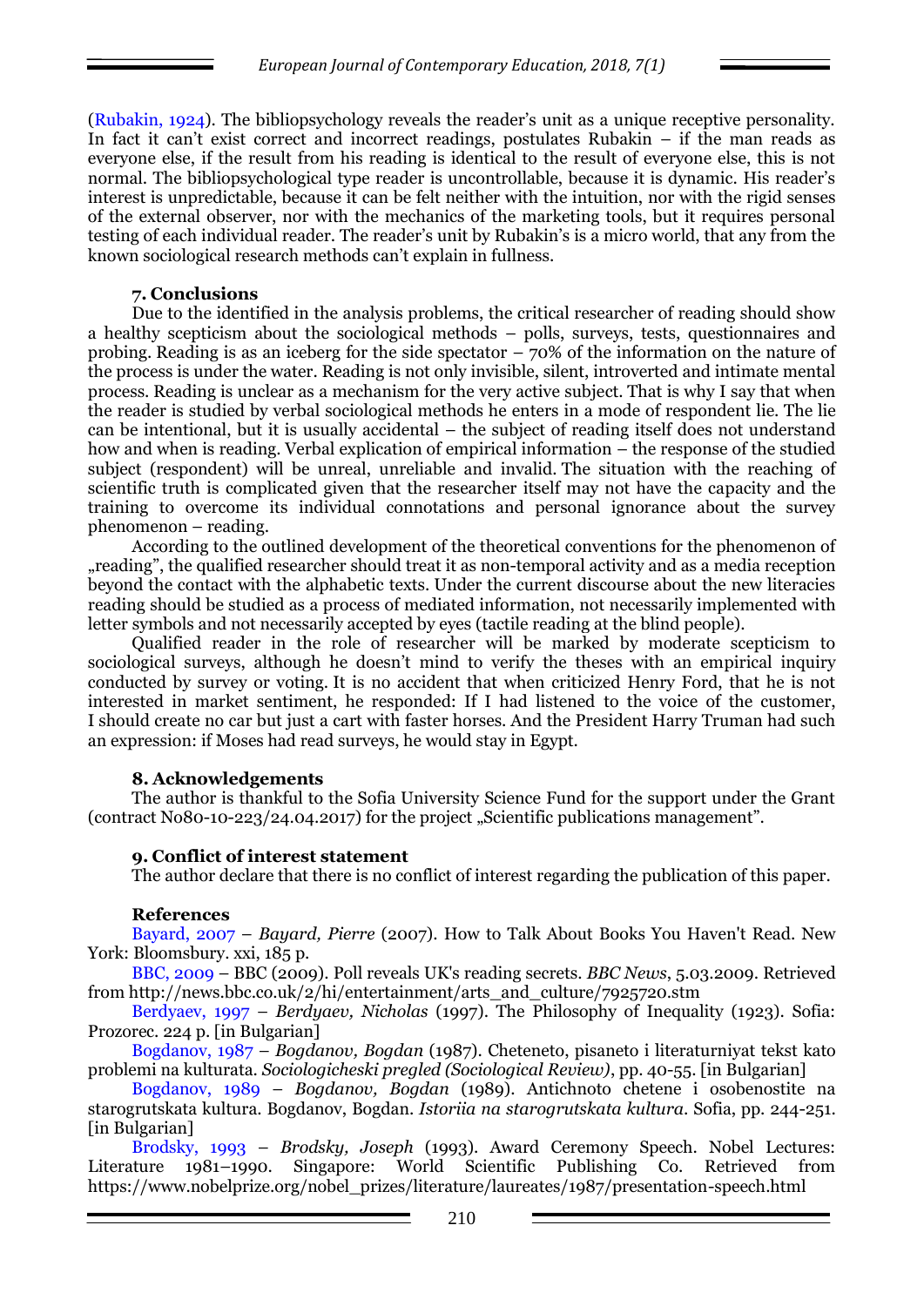(Rubakin, 1924). The bibliopsychology reveals the reader's unit as a unique receptive personality. In fact it can't exist correct and incorrect readings, postulates Rubakin – if the man reads as everyone else, if the result from his reading is identical to the result of everyone else, this is not normal. The bibliopsychological type reader is uncontrollable, because it is dynamic. His reader's interest is unpredictable, because it can be felt neither with the intuition, nor with the rigid senses of the external observer, nor with the mechanics of the marketing tools, but it requires personal testing of each individual reader. The reader's unit by Rubakin's is a micro world, that any from the known sociological research methods can't explain in fullness.

### 7. Conclusions

Due to the identified in the analysis problems, the critical researcher of reading should show a healthy scepticism about the sociological methods – polls, surveys, tests, questionnaires and probing. Reading is as an iceberg for the side spectator – 70% of the information on the nature of the process is under the water. Reading is not only invisible, silent, introverted and intimate mental process. Reading is unclear as a mechanism for the very active subject. That is why I say that when the reader is studied by verbal sociological methods he enters in a mode of respondent lie. The lie can be intentional, but it is usually accidental – the subject of reading itself does not understand how and when is reading. Verbal explication of empirical information – the response of the studied subject (respondent) will be unreal, unreliable and invalid. The situation with the reaching of scientific truth is complicated given that the researcher itself may not have the capacity and the training to overcome its individual connotations and personal ignorance about the survey phenomenon – reading.

According to the outlined development of the theoretical conventions for the phenomenon of „reading", the qualified researcher should treat it as non-temporal activity and as a media reception beyond the contact with the alphabetic texts. Under the current discourse about the new literacies reading should be studied as a process of mediated information, not necessarily implemented with letter symbols and not necessarily accepted by eyes (tactile reading at the blind people).

Qualified reader in the role of researcher will be marked by moderate scepticism to sociological surveys, although he doesn't mind to verify the theses with an empirical inquiry conducted by survey or voting. It is no accident that when criticized Henry Ford, that he is not interested in market sentiment, he responded: If I had listened to the voice of the customer, I should create no car but just a cart with faster horses. And the President Harry Truman had such an expression: if Moses had read surveys, he would stay in Egypt.

### 8. Acknowledgements

The author is thankful to the Sofia University Science Fund for the support under the Grant (contract No80-10-223/24.04.2017) for the project „Scientific publications management".

### 9. Conflict of interest statement

The author declare that there is no conflict of interest regarding the publication of this paper.

### References

Bayard, 2007 – *Bayard, Pierre* (2007). How to Talk About Books You Haven't Read. New York: Bloomsbury. xxi, 185 p.

BBC, 2009 – BBC (2009). Poll reveals UK's reading secrets. *BBC News*, 5.03.2009. Retrieved from http://news.bbc.co.uk/2/hi/entertainment/arts_and_culture/7925720.stm

Berdyaev, 1997 – *Berdyaev, Nicholas* (1997). The Philosophy of Inequality (1923). Sofia: Prozorec. 224 p. [in Bulgarian]

Bogdanov, 1987 – *Bogdanov, Bogdan* (1987). Cheteneto, pisaneto i literaturniyat tekst kato problemi na kulturata. *Sociologicheski pregled (Sociological Review)*, pp. 40-55. [in Bulgarian]

Bogdanov, 1989 – *Bogdanov, Bogdan* (1989). Antichnoto chetene i osobenostite na starogrutskata kultura. Bogdanov, Bogdan. *Istoriia na starogrutskata kultura*. Sofia, pp. 244-251. [in Bulgarian]

Brodsky, 1993 – *Brodsky, Joseph* (1993). Award Ceremony Speech. Nobel Lectures: Literature 1981–1990. Singapore: World Scientific Publishing Co. Retrieved from https://www.nobelprize.org/nobel_prizes/literature/laureates/1987/presentation-speech.html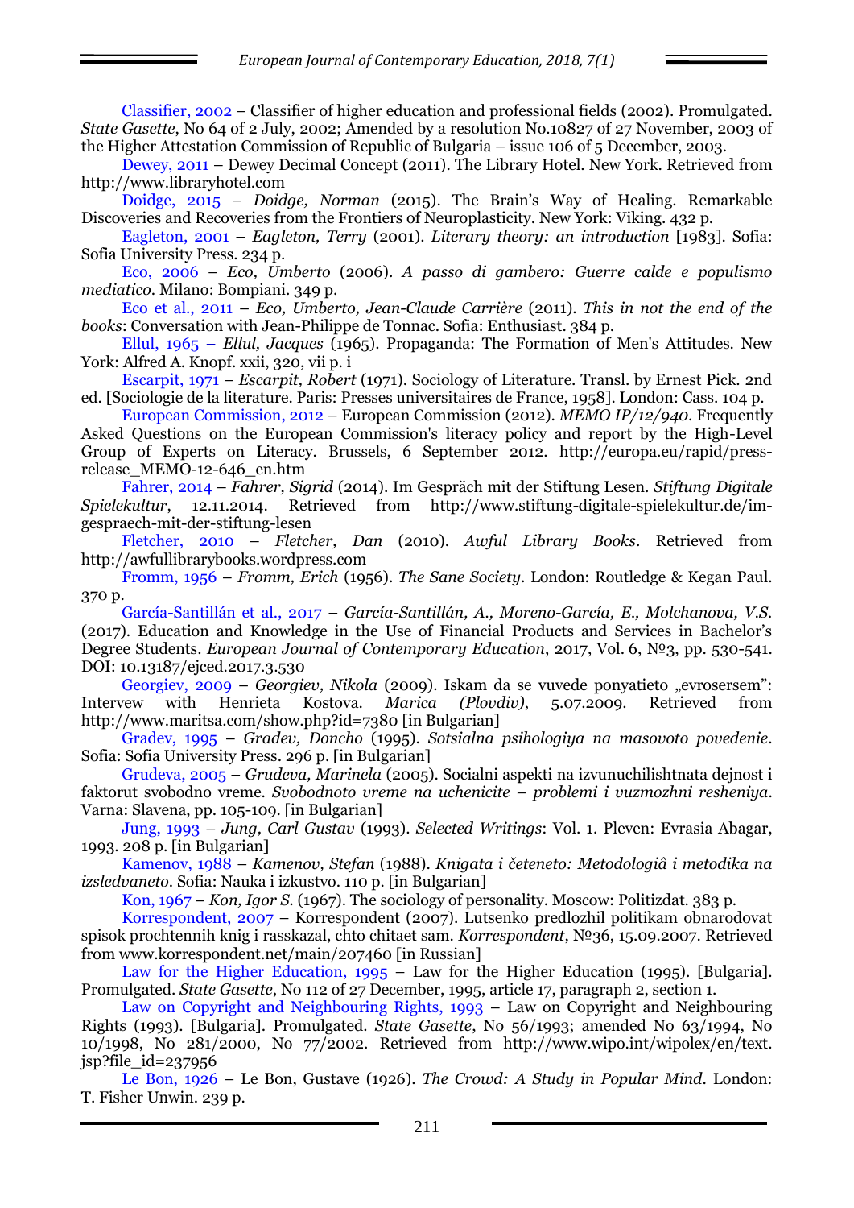Classifier, 2002 – Classifier of higher education and professional fields (2002). Promulgated. *State Gasette*, No 64 of 2 July, 2002; Amended by a resolution No.10827 of 27 November, 2003 of the Higher Attestation Commission of Republic of Bulgaria – issue 106 of 5 December, 2003.

Dewey, 2011 – Dewey Decimal Concept (2011). The Library Hotel. New York. Retrieved from http://www.libraryhotel.com

Doidge, 2015 – *Doidge, Norman* (2015). The Brain's Way of Healing. Remarkable Discoveries and Recoveries from the Frontiers of Neuroplasticity. New York: Viking. 432 p.

Eagleton, 2001 – *Eagleton, Terry* (2001). *Literary theory: an introduction* [1983]. Sofia: Sofia University Press. 234 p.

Eco, 2006 – *Eco, Umberto* (2006). *A passo di gambero: Guerre calde e populismo mediatico*. Milano: Bompiani. 349 p.

Eco et al., 2011 – *Eco, Umberto, Jean-Claude Carrière* (2011). *This in not the end of the books*: Conversation with Jean-Philippe de Tonnac. Sofia: Enthusiast. 384 p.

Ellul, 1965 – *Ellul, Jacques* (1965). Propaganda: The Formation of Men's Attitudes. New York: Alfred A. Knopf. xxii, 320, vii p. i

Escarpit, 1971 – *Escarpit, Robert* (1971). Sociology of Literature. Transl. by Ernest Pick. 2nd ed. [Sociologie de la literature. Paris: Presses universitaires de France, 1958]. London: Cass. 104 p.

European Commission, 2012 – European Commission (2012). *MEMO IP/12/940*. Frequently Asked Questions on the European Commission's literacy policy and report by the High-Level Group of Experts on Literacy. Brussels, 6 September 2012. http://europa.eu/rapid/press-release_MEMO-12-646_en.htm

Fahrer, 2014 – *Fahrer, Sigrid* (2014). Im Gespräch mit der Stiftung Lesen. *Stiftung Digitale Spielekultur*, 12.11.2014. Retrieved from http://www.stiftung-digitale-spielekultur.de/im-gespraech-mit-der-stiftung-lesen

Fletcher, 2010 – *Fletcher, Dan* (2010). *Awful Library Books*. Retrieved from http://awfullibrarybooks.wordpress.com

Fromm, 1956 – *Fromm, Erich* (1956). *The Sane Society*. London: Routledge & Kegan Paul. 370 p.

García-Santillán et al., 2017 – *García-Santillán, A., Moreno-García, E., Molchanova, V.S.* (2017). Education and Knowledge in the Use of Financial Products and Services in Bachelor's Degree Students. *European Journal of Contemporary Education*, 2017, Vol. 6, №3, pp. 530-541. DOI: 10.13187/ejced.2017.3.530

Georgiev, 2009 – *Georgiev, Nikola* (2009). Iskam da se vuvede ponyatieto „evrosersem": Interview with Henrieta Kostova. *Marica (Plovdiv)*, 5.07.2009. Retrieved from http://www.maritsa.com/show.php?id=7380 [in Bulgarian]

Gradev, 1995 – *Gradev, Doncho* (1995). *Sotsialna psihologiya na masovoto povedenie*. Sofia: Sofia University Press. 296 p. [in Bulgarian]

Grudeva, 2005 – *Grudeva, Marinela* (2005). Socialni aspekti na izvunuchilishtnata dejnost i faktorut svobodno vreme. *Svobodnoto vreme na uchenicite – problemi i vuzmozhni resheniya*. Varna: Slavena, pp. 105-109. [in Bulgarian]

Jung, 1993 – *Jung, Carl Gustav* (1993). *Selected Writings*: Vol. 1. Pleven: Evrasia Abagar, 1993. 208 p. [in Bulgarian]

Kamenov, 1988 – *Kamenov, Stefan* (1988). *Knigata i četeneto: Metodologiâ i metodika na izsledvaneto*. Sofia: Nauka i izkustvo. 110 p. [in Bulgarian]

Kon, 1967 – *Kon, Igor S.* (1967). The sociology of personality. Moscow: Politizdat. 383 p.

Korrespondent, 2007 – Korrespondent (2007). Lutsenko predlozhil politikam obnarodovat spisok prochtennih knig i rasskazal, chto chitaet sam. *Korrespondent*, №36, 15.09.2007. Retrieved from www.korrespondent.net/main/207460 [in Russian]

Law for the Higher Education, 1995 – Law for the Higher Education (1995). [Bulgaria]. Promulgated. *State Gasette*, No 112 of 27 December, 1995, article 17, paragraph 2, section 1.

Law on Copyright and Neighbouring Rights, 1993 – Law on Copyright and Neighbouring Rights (1993). [Bulgaria]. Promulgated. *State Gasette*, No 56/1993; amended No 63/1994, No 10/1998, No 281/2000, No 77/2002. Retrieved from http://www.wipo.int/wipolex/en/text.jsp?file_id=237956

Le Bon, 1926 – Le Bon, Gustave (1926). *The Crowd: A Study in Popular Mind*. London: T. Fisher Unwin. 239 p.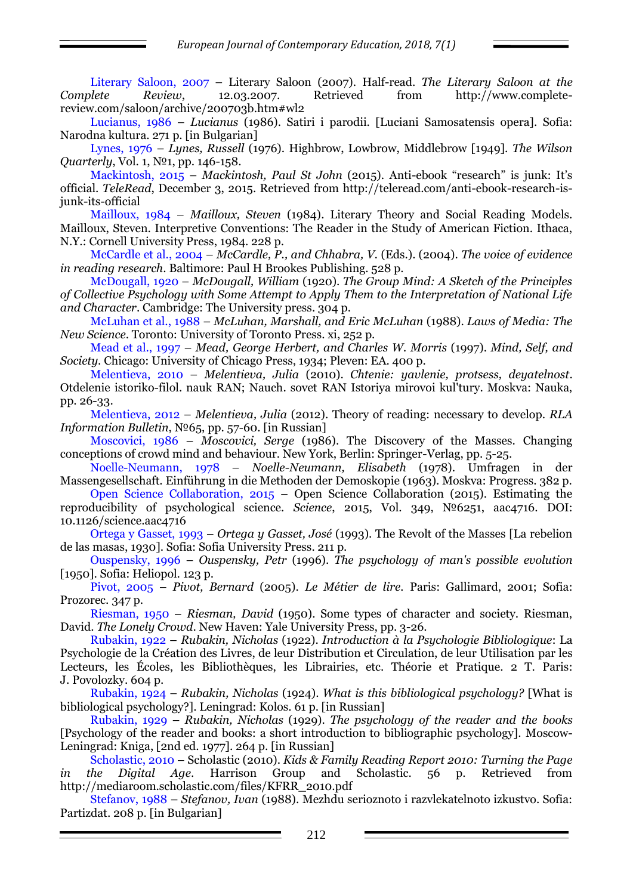Literary Saloon, 2007 – Literary Saloon (2007). Half-read. *The Literary Saloon at the Complete Review*, 12.03.2007. Retrieved from http://www.complete-review.com/saloon/archive/200703b.htm#wl2

Lucianus, 1986 – *Lucianus* (1986). Satiri i parodii. [Luciani Samosatensis opera]. Sofia: Narodna kultura. 271 p. [in Bulgarian]

Lynes, 1976 – *Lynes, Russell* (1976). Highbrow, Lowbrow, Middlebrow [1949]. *The Wilson Quarterly*, Vol. 1, №1, pp. 146-158.

Mackintosh, 2015 – *Mackintosh, Paul St John* (2015). Anti-ebook "research" is junk: It's official. *TeleRead*, December 3, 2015. Retrieved from http://teleread.com/anti-ebook-research-is-junk-its-official

Mailloux, 1984 – *Mailloux, Steven* (1984). Literary Theory and Social Reading Models. Mailloux, Steven. Interpretive Conventions: The Reader in the Study of American Fiction. Ithaca, N.Y.: Cornell University Press, 1984. 228 p.

McCardle et al., 2004 – *McCardle, P., and Chhabra, V.* (Eds.). (2004). *The voice of evidence in reading research*. Baltimore: Paul H Brookes Publishing. 528 p.

McDougall, 1920 – *McDougall, William* (1920). *The Group Mind: A Sketch of the Principles of Collective Psychology with Some Attempt to Apply Them to the Interpretation of National Life and Character*. Cambridge: The University press. 304 p.

McLuhan et al., 1988 – *McLuhan, Marshall, and Eric McLuhan* (1988). *Laws of Media: The New Science*. Toronto: University of Toronto Press. xi, 252 p.

Mead et al., 1997 – *Mead, George Herbert, and Charles W. Morris* (1997). *Mind, Self, and Society*. Chicago: University of Chicago Press, 1934; Pleven: EA. 400 p.

Melentieva, 2010 – *Melentieva, Julia* (2010). *Chtenie: yavlenie, protsess, deyatelnost*. Otdelenie istoriko-filol. nauk RAN; Nauch. sovet RAN Istoriya mirovoi kul'tury. Moskva: Nauka, pp. 26-33.

Melentieva, 2012 – *Melentieva, Julia* (2012). Theory of reading: necessary to develop. *RLA Information Bulletin*, №65, pp. 57-60. [in Russian]

Moscovici, 1986 – *Moscovici, Serge* (1986). The Discovery of the Masses. Changing conceptions of crowd mind and behaviour. New York, Berlin: Springer-Verlag, pp. 5-25.

Noelle-Neumann, 1978 – *Noelle-Neumann, Elisabeth* (1978). Umfragen in der Massengesellschaft. Einführung in die Methoden der Demoskopie (1963). Moskva: Progress. 382 p.

Open Science Collaboration, 2015 – Open Science Collaboration (2015). Estimating the reproducibility of psychological science. *Science*, 2015, Vol. 349, №6251, aac4716. DOI: 10.1126/science.aac4716

Ortega y Gasset, 1993 – *Ortega y Gasset, José* (1993). The Revolt of the Masses [La rebelion de las masas, 1930]. Sofia: Sofia University Press. 211 p.

Ouspensky, 1996 – *Ouspensky, Petr* (1996). *The psychology of man's possible evolution* [1950]. Sofia: Heliopol. 123 p.

Pivot, 2005 – *Pivot, Bernard* (2005). *Le Métier de lire*. Paris: Gallimard, 2001; Sofia: Prozorec. 347 p.

Riesman, 1950 – *Riesman, David* (1950). Some types of character and society. Riesman, David. *The Lonely Crowd*. New Haven: Yale University Press, pp. 3-26.

Rubakin, 1922 – *Rubakin, Nicholas* (1922). *Introduction à la Psychologie Bibliologique*: La Psychologie de la Création des Livres, de leur Distribution et Circulation, de leur Utilisation par les Lecteurs, les Écoles, les Bibliothèques, les Librairies, etc. Théorie et Pratique. 2 T. Paris: J. Povolozky. 604 p.

Rubakin, 1924 – *Rubakin, Nicholas* (1924). *What is this bibliological psychology?* [What is bibliological psychology?]. Leningrad: Kolos. 61 p. [in Russian]

Rubakin, 1929 – *Rubakin, Nicholas* (1929). *The psychology of the reader and the books* [Psychology of the reader and books: a short introduction to bibliographic psychology]. Moscow-Leningrad: Kniga, [2nd ed. 1977]. 264 p. [in Russian]

Scholastic, 2010 – Scholastic (2010). *Kids & Family Reading Report 2010: Turning the Page in the Digital Age*. Harrison Group and Scholastic. 56 p. Retrieved from http://mediaroom.scholastic.com/files/KFRR_2010.pdf

Stefanov, 1988 – *Stefanov, Ivan* (1988). Mezhdu serioznoto i razvlekatelnoto izkustvo. Sofia: Partizdat. 208 p. [in Bulgarian]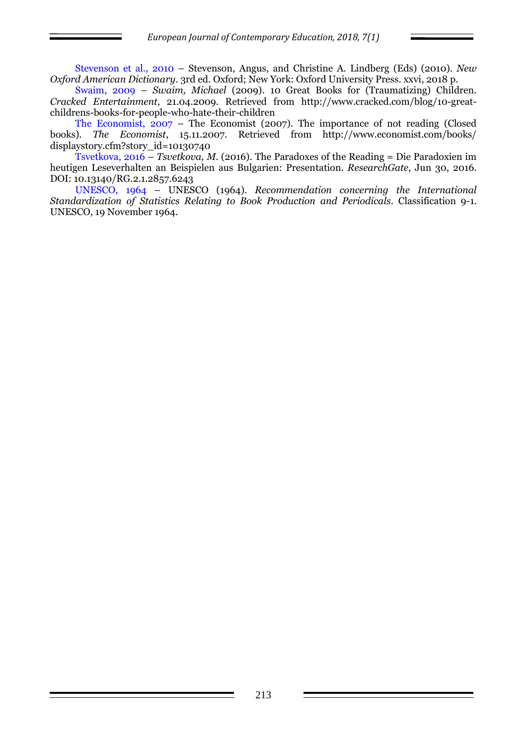Stevenson et al., 2010 – Stevenson, Angus, and Christine A. Lindberg (Eds) (2010). *New Oxford American Dictionary*. 3rd ed. Oxford; New York: Oxford University Press. xxvi, 2018 p.

Swaim, 2009 – *Swaim, Michael* (2009). 10 Great Books for (Traumatizing) Children. *Cracked Entertainment*, 21.04.2009. Retrieved from http://www.cracked.com/blog/10-great-childrens-books-for-people-who-hate-their-children

The Economist, 2007 – The Economist (2007). The importance of not reading (Closed books). *The Economist*, 15.11.2007. Retrieved from http://www.economist.com/books/displaystory.cfm?story_id=10130740

Tsvetkova, 2016 – *Tsvetkova, M.* (2016). The Paradoxes of the Reading = Die Paradoxien im heutigen Leseverhalten an Beispielen aus Bulgarien: Presentation. *ResearchGate*, Jun 30, 2016. DOI: 10.13140/RG.2.1.2857.6243

UNESCO, 1964 – UNESCO (1964). *Recommendation concerning the International Standardization of Statistics Relating to Book Production and Periodicals*. Classification 9-1. UNESCO, 19 November 1964.